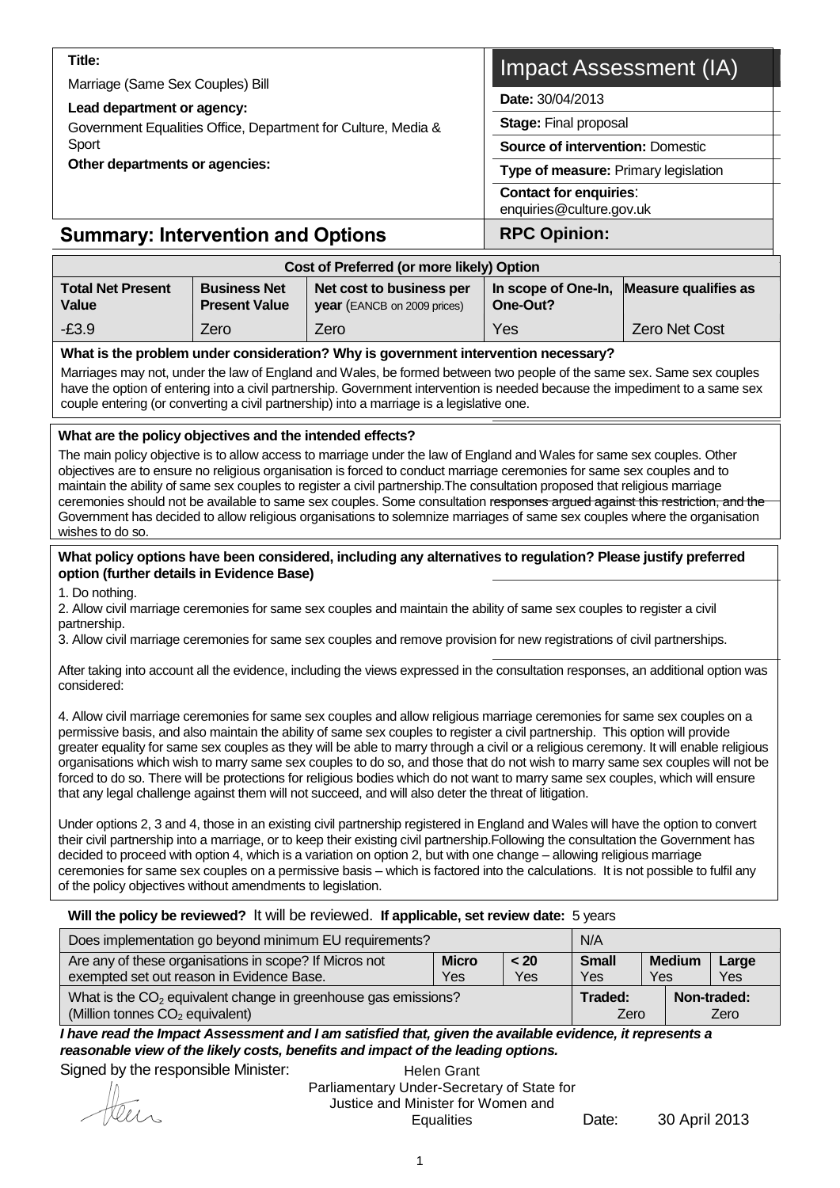**Title:**

Marriage (Same Sex Couples) Bill

**Lead department or agency:**

Government Equalities Office, Department for Culture, Media & Sport

**Other departments or agencies:**

# Impact Assessment (IA)

**Date:** 30/04/2013

**Stage:** Final proposal

**Source of intervention:** Domestic

**Type of measure:** Primary legislation

**Contact for enquiries**: enquiries@culture.gov.uk

## Summary: Intervention and Options

**RPC Opinion:**

| Cost of Preferred (or more likely) Option | | | | |
|---|---|---|---|---|
| **Total Net Present Value** | **Business Net Present Value** | **Net cost to business per year** (EANCB on 2009 prices) | **In scope of One-In, One-Out?** | **Measure qualifies as** |
| -£3.9 | Zero | Zero | Yes | Zero Net Cost |

**What is the problem under consideration? Why is government intervention necessary?**

Marriages may not, under the law of England and Wales, be formed between two people of the same sex. Same sex couples have the option of entering into a civil partnership. Government intervention is needed because the impediment to a same sex couple entering (or converting a civil partnership) into a marriage is a legislative one.

**What are the policy objectives and the intended effects?**

The main policy objective is to allow access to marriage under the law of England and Wales for same sex couples. Other objectives are to ensure no religious organisation is forced to conduct marriage ceremonies for same sex couples and to maintain the ability of same sex couples to register a civil partnership.The consultation proposed that religious marriage ceremonies should not be available to same sex couples. Some consultation responses argued against this restriction, and the Government has decided to allow religious organisations to solemnize marriages of same sex couples where the organisation wishes to do so.

**What policy options have been considered, including any alternatives to regulation? Please justify preferred option (further details in Evidence Base)**

1. Do nothing.
2. Allow civil marriage ceremonies for same sex couples and maintain the ability of same sex couples to register a civil partnership.
3. Allow civil marriage ceremonies for same sex couples and remove provision for new registrations of civil partnerships.

After taking into account all the evidence, including the views expressed in the consultation responses, an additional option was considered:

4. Allow civil marriage ceremonies for same sex couples and allow religious marriage ceremonies for same sex couples on a permissive basis, and also maintain the ability of same sex couples to register a civil partnership. This option will provide greater equality for same sex couples as they will be able to marry through a civil or a religious ceremony. It will enable religious organisations which wish to marry same sex couples to do so, and those that do not wish to marry same sex couples will not be forced to do so. There will be protections for religious bodies which do not want to marry same sex couples, which will ensure that any legal challenge against them will not succeed, and will also deter the threat of litigation.

Under options 2, 3 and 4, those in an existing civil partnership registered in England and Wales will have the option to convert their civil partnership into a marriage, or to keep their existing civil partnership.Following the consultation the Government has decided to proceed with option 4, which is a variation on option 2, but with one change – allowing religious marriage ceremonies for same sex couples on a permissive basis – which is factored into the calculations. It is not possible to fulfil any of the policy objectives without amendments to legislation.

**Will the policy be reviewed?** It will be reviewed. **If applicable, set review date:** 5 years

| Does implementation go beyond minimum EU requirements? | | | N/A | | |
|---|---|---|---|---|---|
| Are any of these organisations in scope? If Micros not exempted set out reason in Evidence Base. | **Micro** Yes | **< 20** Yes | **Small** Yes | **Medium** Yes | **Large** Yes |
| What is the $CO_2$ equivalent change in greenhouse gas emissions? (Million tonnes $CO_2$ equivalent) | | | **Traded:** Zero | **Non-traded:** Zero | |

***I have read the Impact Assessment and I am satisfied that, given the available evidence, it represents a reasonable view of the likely costs, benefits and impact of the leading options.***

Signed by the responsible Minister: Helen Grant, Parliamentary Under-Secretary of State for Justice and Minister for Women and Equalities Date: 30 April 2013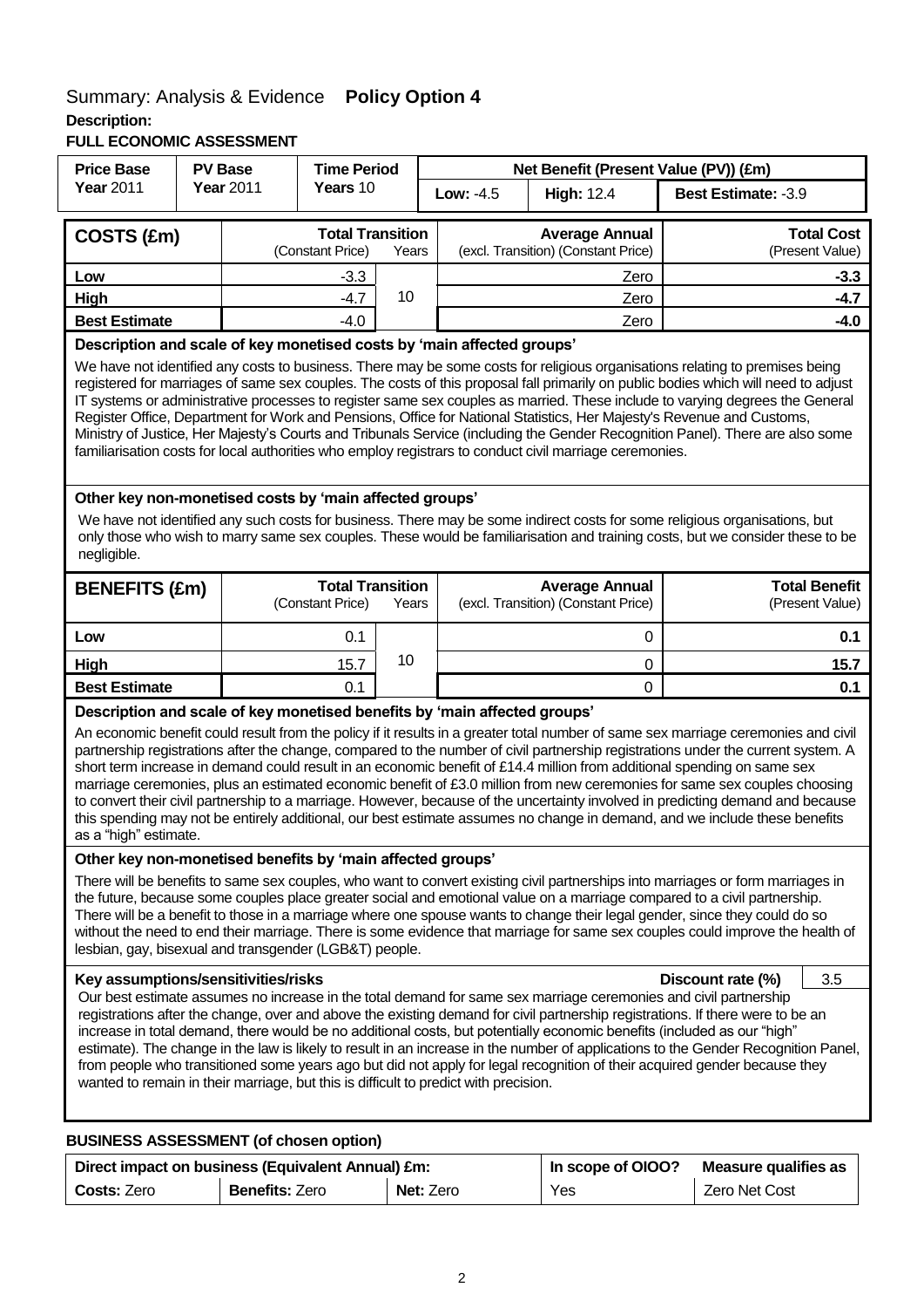## Summary: Analysis & Evidence **Policy Option 4**

**Description:**

**FULL ECONOMIC ASSESSMENT**

| Price Base Year 2011 | PV Base Year 2011 | Time Period Years 10 | Net Benefit (Present Value (PV)) (£m) | | |
|---|---|---|---|---|---|
| | | | Low: -4.5 | High: 12.4 | Best Estimate: -3.9 |

| COSTS (£m) | Total Transition (Constant Price) | Years | Average Annual (excl. Transition) (Constant Price) | Total Cost (Present Value) |
|---|---|---|---|---|
| **Low** | -3.3 | 10 | Zero | **-3.3** |
| **High** | -4.7 | | Zero | **-4.7** |
| **Best Estimate** | -4.0 | | Zero | **-4.0** |

**Description and scale of key monetised costs by 'main affected groups'**

We have not identified any costs to business. There may be some costs for religious organisations relating to premises being registered for marriages of same sex couples. The costs of this proposal fall primarily on public bodies which will need to adjust IT systems or administrative processes to register same sex couples as married. These include to varying degrees the General Register Office, Department for Work and Pensions, Office for National Statistics, Her Majesty's Revenue and Customs, Ministry of Justice, Her Majesty's Courts and Tribunals Service (including the Gender Recognition Panel). There are also some familiarisation costs for local authorities who employ registrars to conduct civil marriage ceremonies.

**Other key non-monetised costs by 'main affected groups'**

We have not identified any such costs for business. There may be some indirect costs for some religious organisations, but only those who wish to marry same sex couples. These would be familiarisation and training costs, but we consider these to be negligible.

| BENEFITS (£m) | Total Transition (Constant Price) | Years | Average Annual (excl. Transition) (Constant Price) | Total Benefit (Present Value) |
|---|---|---|---|---|
| **Low** | 0.1 | 10 | 0 | **0.1** |
| **High** | 15.7 | | 0 | **15.7** |
| **Best Estimate** | 0.1 | | 0 | **0.1** |

**Description and scale of key monetised benefits by 'main affected groups'**

An economic benefit could result from the policy if it results in a greater total number of same sex marriage ceremonies and civil partnership registrations after the change, compared to the number of civil partnership registrations under the current system. A short term increase in demand could result in an economic benefit of £14.4 million from additional spending on same sex marriage ceremonies, plus an estimated economic benefit of £3.0 million from new ceremonies for same sex couples choosing to convert their civil partnership to a marriage. However, because of the uncertainty involved in predicting demand and because this spending may not be entirely additional, our best estimate assumes no change in demand, and we include these benefits as a "high" estimate.

**Other key non-monetised benefits by 'main affected groups'**

There will be benefits to same sex couples, who want to convert existing civil partnerships into marriages or form marriages in the future, because some couples place greater social and emotional value on a marriage compared to a civil partnership. There will be a benefit to those in a marriage where one spouse wants to change their legal gender, since they could do so without the need to end their marriage. There is some evidence that marriage for same sex couples could improve the health of lesbian, gay, bisexual and transgender (LGB&T) people.

**Key assumptions/sensitivities/risks** — **Discount rate (%)** 3.5

Our best estimate assumes no increase in the total demand for same sex marriage ceremonies and civil partnership registrations after the change, over and above the existing demand for civil partnership registrations. If there were to be an increase in total demand, there would be no additional costs, but potentially economic benefits (included as our "high" estimate). The change in the law is likely to result in an increase in the number of applications to the Gender Recognition Panel, from people who transitioned some years ago but did not apply for legal recognition of their acquired gender because they wanted to remain in their marriage, but this is difficult to predict with precision.

**BUSINESS ASSESSMENT (of chosen option)**

| Direct impact on business (Equivalent Annual) £m: | | | In scope of OIOO? | Measure qualifies as |
|---|---|---|---|---|
| **Costs:** Zero | **Benefits:** Zero | **Net:** Zero | Yes | Zero Net Cost |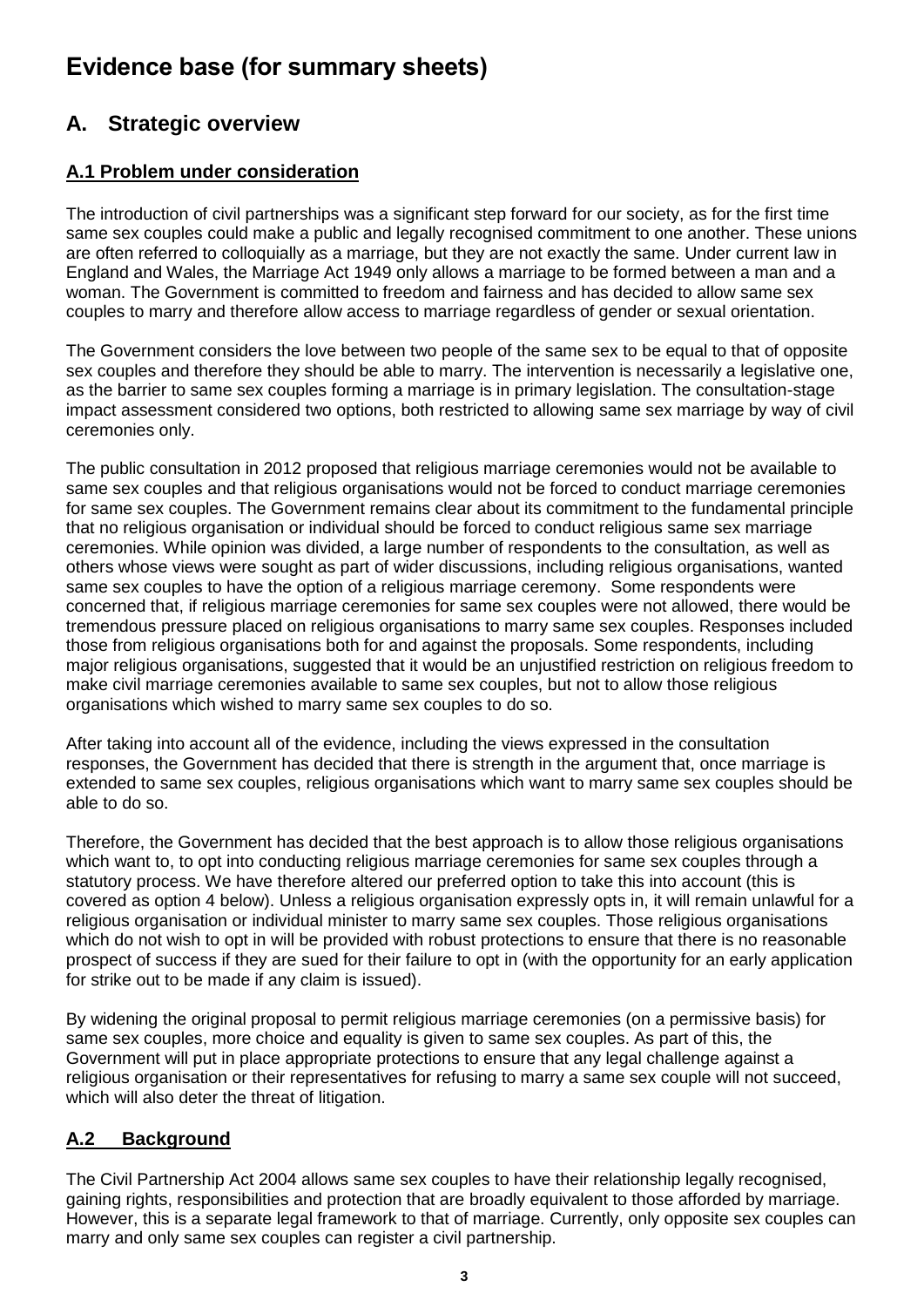# Evidence base (for summary sheets)

## A. Strategic overview

### A.1 Problem under consideration

The introduction of civil partnerships was a significant step forward for our society, as for the first time same sex couples could make a public and legally recognised commitment to one another. These unions are often referred to colloquially as a marriage, but they are not exactly the same. Under current law in England and Wales, the Marriage Act 1949 only allows a marriage to be formed between a man and a woman. The Government is committed to freedom and fairness and has decided to allow same sex couples to marry and therefore allow access to marriage regardless of gender or sexual orientation.

The Government considers the love between two people of the same sex to be equal to that of opposite sex couples and therefore they should be able to marry. The intervention is necessarily a legislative one, as the barrier to same sex couples forming a marriage is in primary legislation. The consultation-stage impact assessment considered two options, both restricted to allowing same sex marriage by way of civil ceremonies only.

The public consultation in 2012 proposed that religious marriage ceremonies would not be available to same sex couples and that religious organisations would not be forced to conduct marriage ceremonies for same sex couples. The Government remains clear about its commitment to the fundamental principle that no religious organisation or individual should be forced to conduct religious same sex marriage ceremonies. While opinion was divided, a large number of respondents to the consultation, as well as others whose views were sought as part of wider discussions, including religious organisations, wanted same sex couples to have the option of a religious marriage ceremony. Some respondents were concerned that, if religious marriage ceremonies for same sex couples were not allowed, there would be tremendous pressure placed on religious organisations to marry same sex couples. Responses included those from religious organisations both for and against the proposals. Some respondents, including major religious organisations, suggested that it would be an unjustified restriction on religious freedom to make civil marriage ceremonies available to same sex couples, but not to allow those religious organisations which wished to marry same sex couples to do so.

After taking into account all of the evidence, including the views expressed in the consultation responses, the Government has decided that there is strength in the argument that, once marriage is extended to same sex couples, religious organisations which want to marry same sex couples should be able to do so.

Therefore, the Government has decided that the best approach is to allow those religious organisations which want to, to opt into conducting religious marriage ceremonies for same sex couples through a statutory process. We have therefore altered our preferred option to take this into account (this is covered as option 4 below). Unless a religious organisation expressly opts in, it will remain unlawful for a religious organisation or individual minister to marry same sex couples. Those religious organisations which do not wish to opt in will be provided with robust protections to ensure that there is no reasonable prospect of success if they are sued for their failure to opt in (with the opportunity for an early application for strike out to be made if any claim is issued).

By widening the original proposal to permit religious marriage ceremonies (on a permissive basis) for same sex couples, more choice and equality is given to same sex couples. As part of this, the Government will put in place appropriate protections to ensure that any legal challenge against a religious organisation or their representatives for refusing to marry a same sex couple will not succeed, which will also deter the threat of litigation.

### A.2 Background

The Civil Partnership Act 2004 allows same sex couples to have their relationship legally recognised, gaining rights, responsibilities and protection that are broadly equivalent to those afforded by marriage. However, this is a separate legal framework to that of marriage. Currently, only opposite sex couples can marry and only same sex couples can register a civil partnership.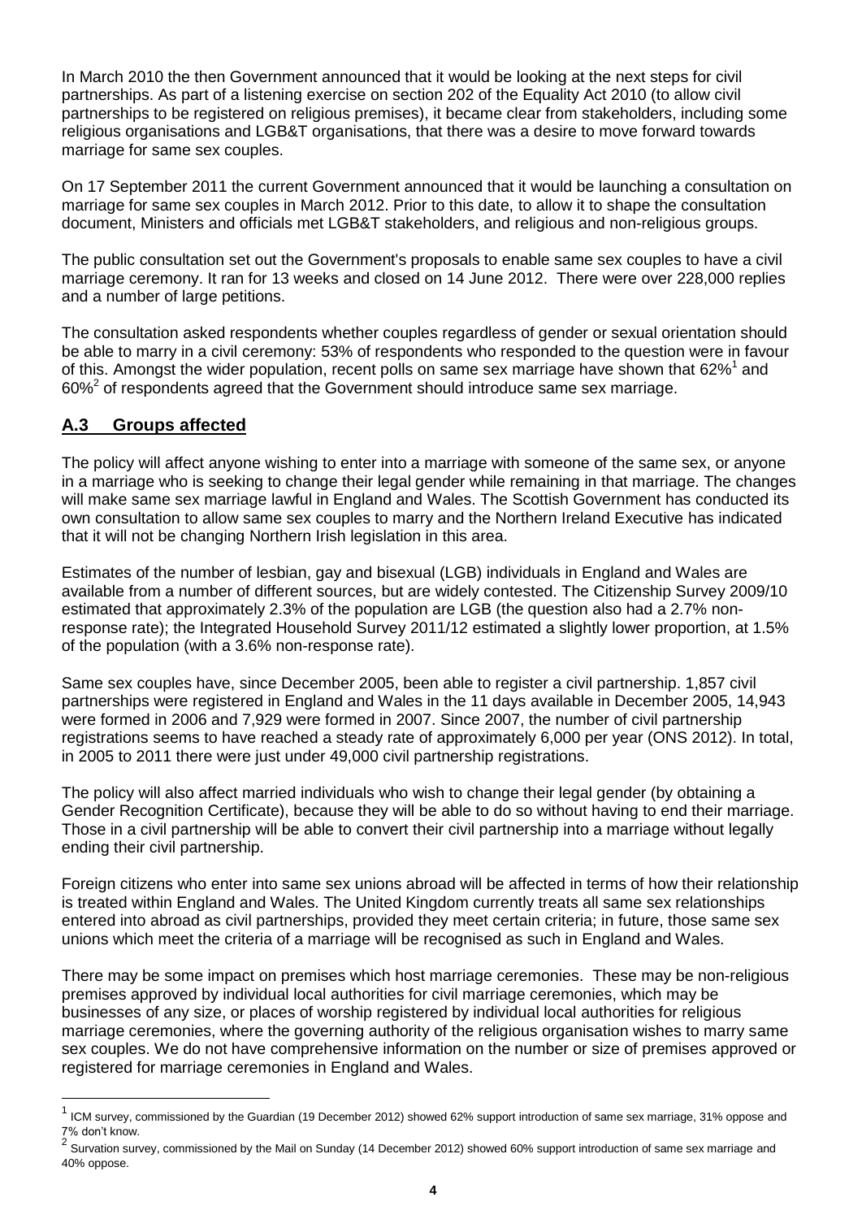In March 2010 the then Government announced that it would be looking at the next steps for civil partnerships. As part of a listening exercise on section 202 of the Equality Act 2010 (to allow civil partnerships to be registered on religious premises), it became clear from stakeholders, including some religious organisations and LGB&T organisations, that there was a desire to move forward towards marriage for same sex couples.

On 17 September 2011 the current Government announced that it would be launching a consultation on marriage for same sex couples in March 2012. Prior to this date, to allow it to shape the consultation document, Ministers and officials met LGB&T stakeholders, and religious and non-religious groups.

The public consultation set out the Government's proposals to enable same sex couples to have a civil marriage ceremony. It ran for 13 weeks and closed on 14 June 2012. There were over 228,000 replies and a number of large petitions.

The consultation asked respondents whether couples regardless of gender or sexual orientation should be able to marry in a civil ceremony: 53% of respondents who responded to the question were in favour of this. Amongst the wider population, recent polls on same sex marriage have shown that 62%[1] and 60%[2] of respondents agreed that the Government should introduce same sex marriage.

## A.3 Groups affected

The policy will affect anyone wishing to enter into a marriage with someone of the same sex, or anyone in a marriage who is seeking to change their legal gender while remaining in that marriage. The changes will make same sex marriage lawful in England and Wales. The Scottish Government has conducted its own consultation to allow same sex couples to marry and the Northern Ireland Executive has indicated that it will not be changing Northern Irish legislation in this area.

Estimates of the number of lesbian, gay and bisexual (LGB) individuals in England and Wales are available from a number of different sources, but are widely contested. The Citizenship Survey 2009/10 estimated that approximately 2.3% of the population are LGB (the question also had a 2.7% non-response rate); the Integrated Household Survey 2011/12 estimated a slightly lower proportion, at 1.5% of the population (with a 3.6% non-response rate).

Same sex couples have, since December 2005, been able to register a civil partnership. 1,857 civil partnerships were registered in England and Wales in the 11 days available in December 2005, 14,943 were formed in 2006 and 7,929 were formed in 2007. Since 2007, the number of civil partnership registrations seems to have reached a steady rate of approximately 6,000 per year (ONS 2012). In total, in 2005 to 2011 there were just under 49,000 civil partnership registrations.

The policy will also affect married individuals who wish to change their legal gender (by obtaining a Gender Recognition Certificate), because they will be able to do so without having to end their marriage. Those in a civil partnership will be able to convert their civil partnership into a marriage without legally ending their civil partnership.

Foreign citizens who enter into same sex unions abroad will be affected in terms of how their relationship is treated within England and Wales. The United Kingdom currently treats all same sex relationships entered into abroad as civil partnerships, provided they meet certain criteria; in future, those same sex unions which meet the criteria of a marriage will be recognised as such in England and Wales.

There may be some impact on premises which host marriage ceremonies. These may be non-religious premises approved by individual local authorities for civil marriage ceremonies, which may be businesses of any size, or places of worship registered by individual local authorities for religious marriage ceremonies, where the governing authority of the religious organisation wishes to marry same sex couples. We do not have comprehensive information on the number or size of premises approved or registered for marriage ceremonies in England and Wales.

---

[1] ICM survey, commissioned by the Guardian (19 December 2012) showed 62% support introduction of same sex marriage, 31% oppose and 7% don't know.

[2] Survation survey, commissioned by the Mail on Sunday (14 December 2012) showed 60% support introduction of same sex marriage and 40% oppose.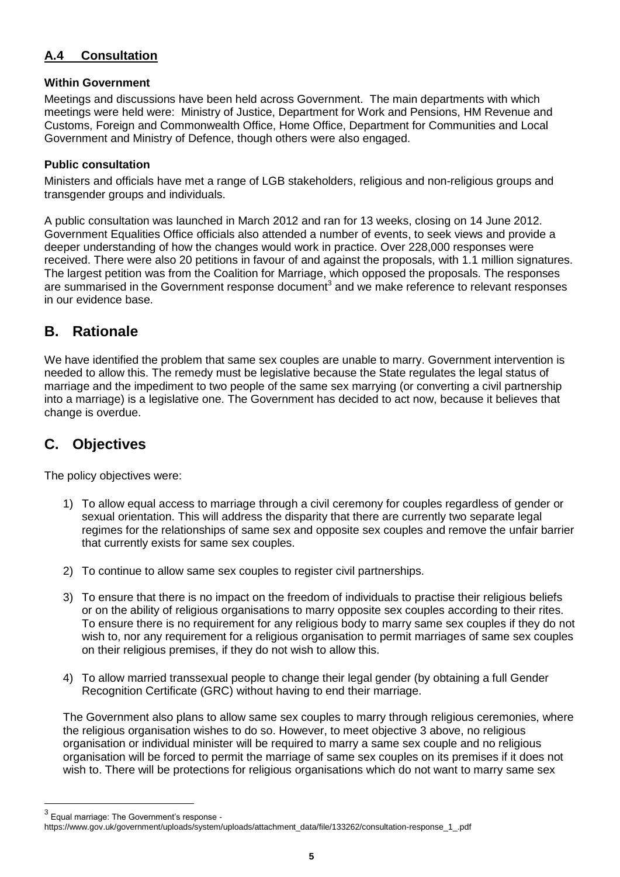## A.4 Consultation

**Within Government**

Meetings and discussions have been held across Government. The main departments with which meetings were held were: Ministry of Justice, Department for Work and Pensions, HM Revenue and Customs, Foreign and Commonwealth Office, Home Office, Department for Communities and Local Government and Ministry of Defence, though others were also engaged.

**Public consultation**

Ministers and officials have met a range of LGB stakeholders, religious and non-religious groups and transgender groups and individuals.

A public consultation was launched in March 2012 and ran for 13 weeks, closing on 14 June 2012. Government Equalities Office officials also attended a number of events, to seek views and provide a deeper understanding of how the changes would work in practice. Over 228,000 responses were received. There were also 20 petitions in favour of and against the proposals, with 1.1 million signatures. The largest petition was from the Coalition for Marriage, which opposed the proposals. The responses are summarised in the Government response document[3] and we make reference to relevant responses in our evidence base.

# B. Rationale

We have identified the problem that same sex couples are unable to marry. Government intervention is needed to allow this. The remedy must be legislative because the State regulates the legal status of marriage and the impediment to two people of the same sex marrying (or converting a civil partnership into a marriage) is a legislative one. The Government has decided to act now, because it believes that change is overdue.

# C. Objectives

The policy objectives were:

1) To allow equal access to marriage through a civil ceremony for couples regardless of gender or sexual orientation. This will address the disparity that there are currently two separate legal regimes for the relationships of same sex and opposite sex couples and remove the unfair barrier that currently exists for same sex couples.

2) To continue to allow same sex couples to register civil partnerships.

3) To ensure that there is no impact on the freedom of individuals to practise their religious beliefs or on the ability of religious organisations to marry opposite sex couples according to their rites. To ensure there is no requirement for any religious body to marry same sex couples if they do not wish to, nor any requirement for a religious organisation to permit marriages of same sex couples on their religious premises, if they do not wish to allow this.

4) To allow married transsexual people to change their legal gender (by obtaining a full Gender Recognition Certificate (GRC) without having to end their marriage.

The Government also plans to allow same sex couples to marry through religious ceremonies, where the religious organisation wishes to do so. However, to meet objective 3 above, no religious organisation or individual minister will be required to marry a same sex couple and no religious organisation will be forced to permit the marriage of same sex couples on its premises if it does not wish to. There will be protections for religious organisations which do not want to marry same sex

[3] Equal marriage: The Government's response - https://www.gov.uk/government/uploads/system/uploads/attachment_data/file/133262/consultation-response_1_.pdf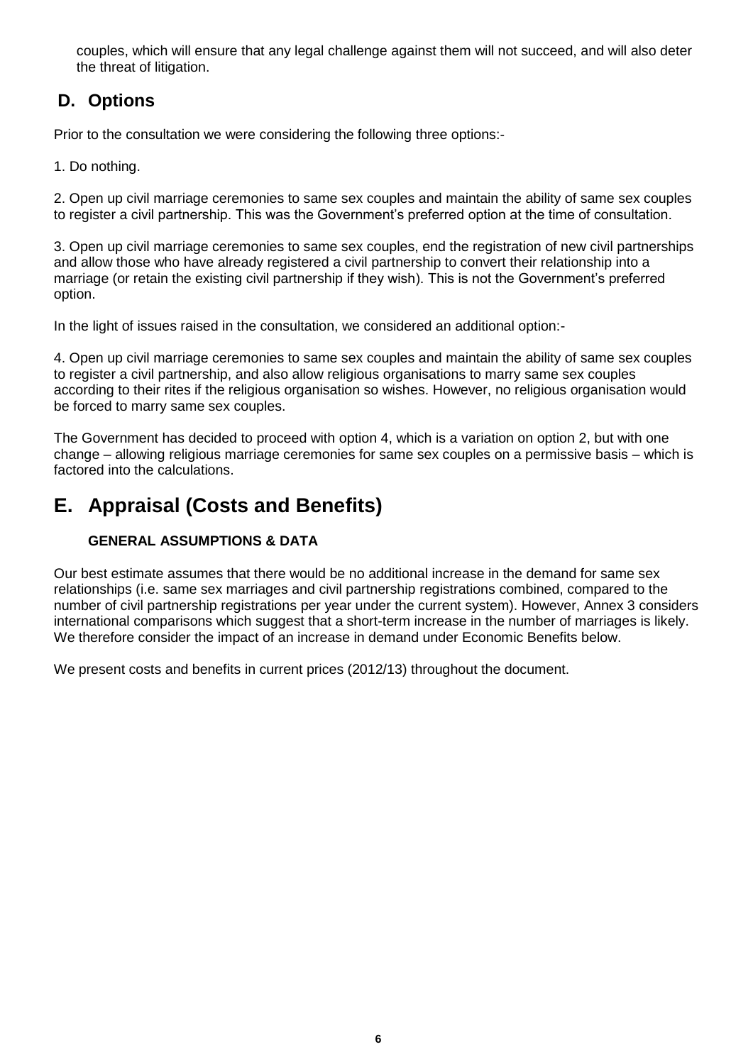couples, which will ensure that any legal challenge against them will not succeed, and will also deter the threat of litigation.

## D. Options

Prior to the consultation we were considering the following three options:-

1. Do nothing.

2. Open up civil marriage ceremonies to same sex couples and maintain the ability of same sex couples to register a civil partnership. This was the Government's preferred option at the time of consultation.

3. Open up civil marriage ceremonies to same sex couples, end the registration of new civil partnerships and allow those who have already registered a civil partnership to convert their relationship into a marriage (or retain the existing civil partnership if they wish). This is not the Government's preferred option.

In the light of issues raised in the consultation, we considered an additional option:-

4. Open up civil marriage ceremonies to same sex couples and maintain the ability of same sex couples to register a civil partnership, and also allow religious organisations to marry same sex couples according to their rites if the religious organisation so wishes. However, no religious organisation would be forced to marry same sex couples.

The Government has decided to proceed with option 4, which is a variation on option 2, but with one change – allowing religious marriage ceremonies for same sex couples on a permissive basis – which is factored into the calculations.

# E. Appraisal (Costs and Benefits)

### GENERAL ASSUMPTIONS & DATA

Our best estimate assumes that there would be no additional increase in the demand for same sex relationships (i.e. same sex marriages and civil partnership registrations combined, compared to the number of civil partnership registrations per year under the current system). However, Annex 3 considers international comparisons which suggest that a short-term increase in the number of marriages is likely. We therefore consider the impact of an increase in demand under Economic Benefits below.

We present costs and benefits in current prices (2012/13) throughout the document.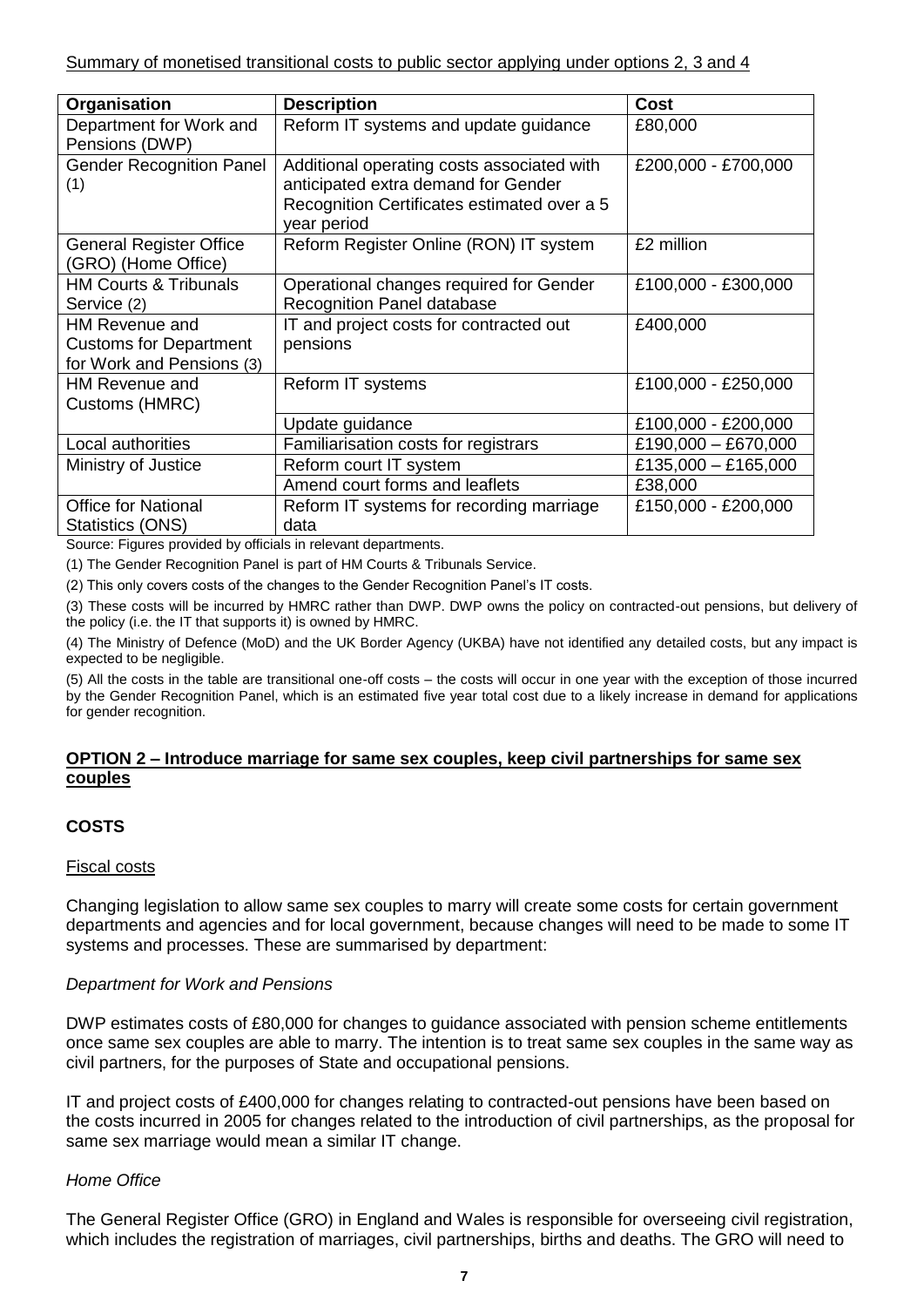Summary of monetised transitional costs to public sector applying under options 2, 3 and 4

| Organisation | Description | Cost |
| --- | --- | --- |
| Department for Work and Pensions (DWP) | Reform IT systems and update guidance | £80,000 |
| Gender Recognition Panel (1) | Additional operating costs associated with anticipated extra demand for Gender Recognition Certificates estimated over a 5 year period | £200,000 - £700,000 |
| General Register Office (GRO) (Home Office) | Reform Register Online (RON) IT system | £2 million |
| HM Courts & Tribunals Service (2) | Operational changes required for Gender Recognition Panel database | £100,000 - £300,000 |
| HM Revenue and Customs for Department for Work and Pensions (3) | IT and project costs for contracted out pensions | £400,000 |
| HM Revenue and Customs (HMRC) | Reform IT systems | £100,000 - £250,000 |
| | Update guidance | £100,000 - £200,000 |
| Local authorities | Familiarisation costs for registrars | £190,000 – £670,000 |
| Ministry of Justice | Reform court IT system | £135,000 – £165,000 |
| | Amend court forms and leaflets | £38,000 |
| Office for National Statistics (ONS) | Reform IT systems for recording marriage data | £150,000 - £200,000 |

Source: Figures provided by officials in relevant departments.

(1) The Gender Recognition Panel is part of HM Courts & Tribunals Service.

(2) This only covers costs of the changes to the Gender Recognition Panel's IT costs.

(3) These costs will be incurred by HMRC rather than DWP. DWP owns the policy on contracted-out pensions, but delivery of the policy (i.e. the IT that supports it) is owned by HMRC.

(4) The Ministry of Defence (MoD) and the UK Border Agency (UKBA) have not identified any detailed costs, but any impact is expected to be negligible.

(5) All the costs in the table are transitional one-off costs – the costs will occur in one year with the exception of those incurred by the Gender Recognition Panel, which is an estimated five year total cost due to a likely increase in demand for applications for gender recognition.

## OPTION 2 – Introduce marriage for same sex couples, keep civil partnerships for same sex couples

### COSTS

Fiscal costs

Changing legislation to allow same sex couples to marry will create some costs for certain government departments and agencies and for local government, because changes will need to be made to some IT systems and processes. These are summarised by department:

*Department for Work and Pensions*

DWP estimates costs of £80,000 for changes to guidance associated with pension scheme entitlements once same sex couples are able to marry. The intention is to treat same sex couples in the same way as civil partners, for the purposes of State and occupational pensions.

IT and project costs of £400,000 for changes relating to contracted-out pensions have been based on the costs incurred in 2005 for changes related to the introduction of civil partnerships, as the proposal for same sex marriage would mean a similar IT change.

*Home Office*

The General Register Office (GRO) in England and Wales is responsible for overseeing civil registration, which includes the registration of marriages, civil partnerships, births and deaths. The GRO will need to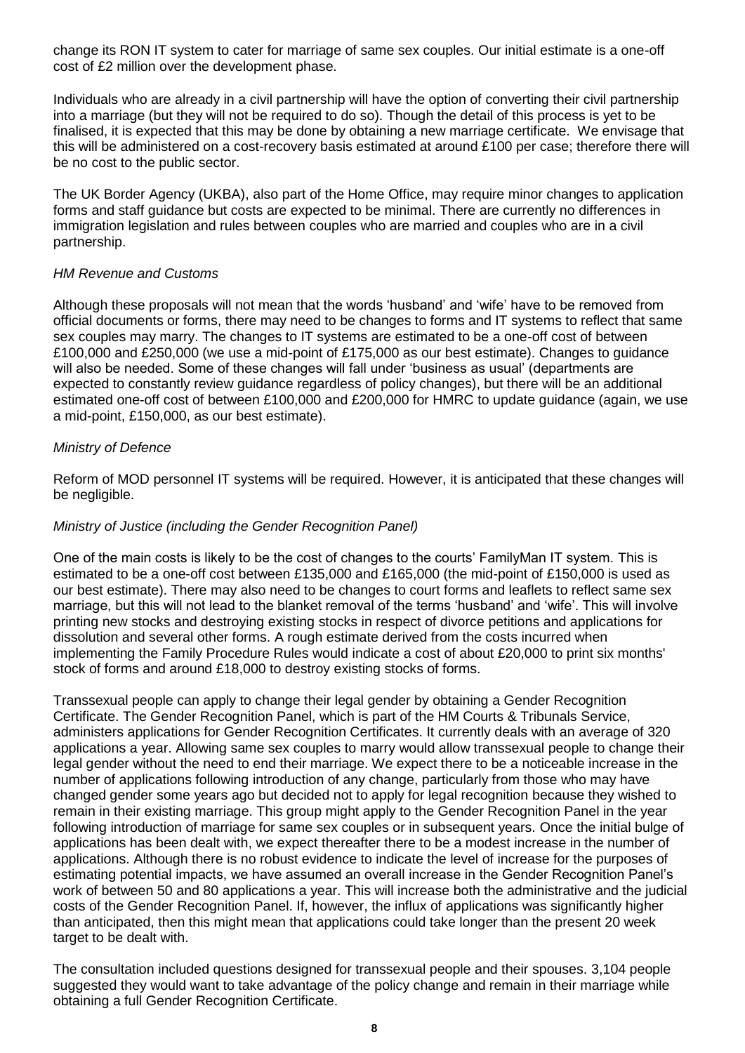change its RON IT system to cater for marriage of same sex couples. Our initial estimate is a one-off cost of £2 million over the development phase.

Individuals who are already in a civil partnership will have the option of converting their civil partnership into a marriage (but they will not be required to do so). Though the detail of this process is yet to be finalised, it is expected that this may be done by obtaining a new marriage certificate. We envisage that this will be administered on a cost-recovery basis estimated at around £100 per case; therefore there will be no cost to the public sector.

The UK Border Agency (UKBA), also part of the Home Office, may require minor changes to application forms and staff guidance but costs are expected to be minimal. There are currently no differences in immigration legislation and rules between couples who are married and couples who are in a civil partnership.

*HM Revenue and Customs*

Although these proposals will not mean that the words 'husband' and 'wife' have to be removed from official documents or forms, there may need to be changes to forms and IT systems to reflect that same sex couples may marry. The changes to IT systems are estimated to be a one-off cost of between £100,000 and £250,000 (we use a mid-point of £175,000 as our best estimate). Changes to guidance will also be needed. Some of these changes will fall under 'business as usual' (departments are expected to constantly review guidance regardless of policy changes), but there will be an additional estimated one-off cost of between £100,000 and £200,000 for HMRC to update guidance (again, we use a mid-point, £150,000, as our best estimate).

*Ministry of Defence*

Reform of MOD personnel IT systems will be required. However, it is anticipated that these changes will be negligible.

*Ministry of Justice (including the Gender Recognition Panel)*

One of the main costs is likely to be the cost of changes to the courts' FamilyMan IT system. This is estimated to be a one-off cost between £135,000 and £165,000 (the mid-point of £150,000 is used as our best estimate). There may also need to be changes to court forms and leaflets to reflect same sex marriage, but this will not lead to the blanket removal of the terms 'husband' and 'wife'. This will involve printing new stocks and destroying existing stocks in respect of divorce petitions and applications for dissolution and several other forms. A rough estimate derived from the costs incurred when implementing the Family Procedure Rules would indicate a cost of about £20,000 to print six months' stock of forms and around £18,000 to destroy existing stocks of forms.

Transsexual people can apply to change their legal gender by obtaining a Gender Recognition Certificate. The Gender Recognition Panel, which is part of the HM Courts & Tribunals Service, administers applications for Gender Recognition Certificates. It currently deals with an average of 320 applications a year. Allowing same sex couples to marry would allow transsexual people to change their legal gender without the need to end their marriage. We expect there to be a noticeable increase in the number of applications following introduction of any change, particularly from those who may have changed gender some years ago but decided not to apply for legal recognition because they wished to remain in their existing marriage. This group might apply to the Gender Recognition Panel in the year following introduction of marriage for same sex couples or in subsequent years. Once the initial bulge of applications has been dealt with, we expect thereafter there to be a modest increase in the number of applications. Although there is no robust evidence to indicate the level of increase for the purposes of estimating potential impacts, we have assumed an overall increase in the Gender Recognition Panel's work of between 50 and 80 applications a year. This will increase both the administrative and the judicial costs of the Gender Recognition Panel. If, however, the influx of applications was significantly higher than anticipated, then this might mean that applications could take longer than the present 20 week target to be dealt with.

The consultation included questions designed for transsexual people and their spouses. 3,104 people suggested they would want to take advantage of the policy change and remain in their marriage while obtaining a full Gender Recognition Certificate.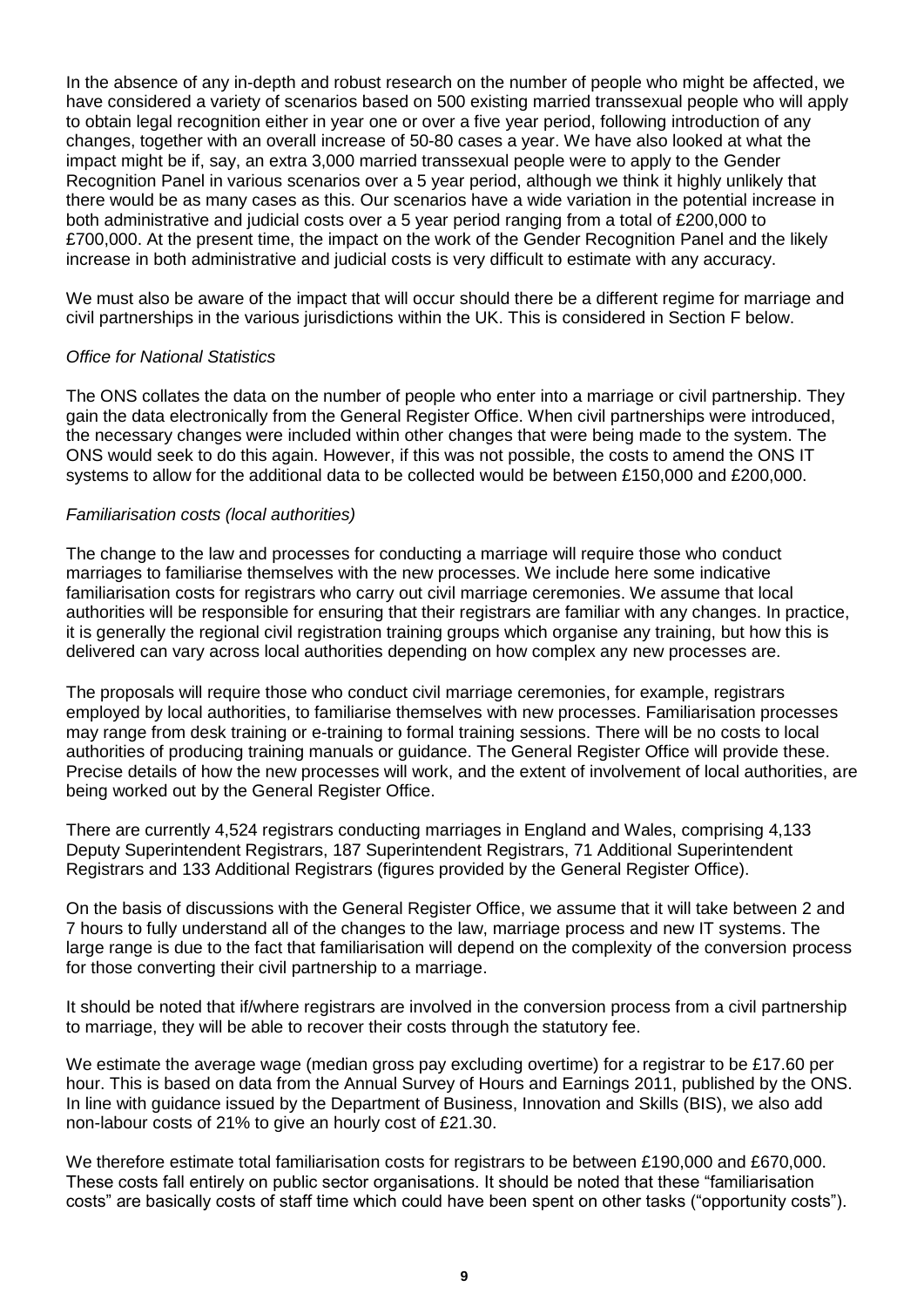In the absence of any in-depth and robust research on the number of people who might be affected, we have considered a variety of scenarios based on 500 existing married transsexual people who will apply to obtain legal recognition either in year one or over a five year period, following introduction of any changes, together with an overall increase of 50-80 cases a year. We have also looked at what the impact might be if, say, an extra 3,000 married transsexual people were to apply to the Gender Recognition Panel in various scenarios over a 5 year period, although we think it highly unlikely that there would be as many cases as this. Our scenarios have a wide variation in the potential increase in both administrative and judicial costs over a 5 year period ranging from a total of £200,000 to £700,000. At the present time, the impact on the work of the Gender Recognition Panel and the likely increase in both administrative and judicial costs is very difficult to estimate with any accuracy.

We must also be aware of the impact that will occur should there be a different regime for marriage and civil partnerships in the various jurisdictions within the UK. This is considered in Section F below.

*Office for National Statistics*

The ONS collates the data on the number of people who enter into a marriage or civil partnership. They gain the data electronically from the General Register Office. When civil partnerships were introduced, the necessary changes were included within other changes that were being made to the system. The ONS would seek to do this again. However, if this was not possible, the costs to amend the ONS IT systems to allow for the additional data to be collected would be between £150,000 and £200,000.

*Familiarisation costs (local authorities)*

The change to the law and processes for conducting a marriage will require those who conduct marriages to familiarise themselves with the new processes. We include here some indicative familiarisation costs for registrars who carry out civil marriage ceremonies. We assume that local authorities will be responsible for ensuring that their registrars are familiar with any changes. In practice, it is generally the regional civil registration training groups which organise any training, but how this is delivered can vary across local authorities depending on how complex any new processes are.

The proposals will require those who conduct civil marriage ceremonies, for example, registrars employed by local authorities, to familiarise themselves with new processes. Familiarisation processes may range from desk training or e-training to formal training sessions. There will be no costs to local authorities of producing training manuals or guidance. The General Register Office will provide these. Precise details of how the new processes will work, and the extent of involvement of local authorities, are being worked out by the General Register Office.

There are currently 4,524 registrars conducting marriages in England and Wales, comprising 4,133 Deputy Superintendent Registrars, 187 Superintendent Registrars, 71 Additional Superintendent Registrars and 133 Additional Registrars (figures provided by the General Register Office).

On the basis of discussions with the General Register Office, we assume that it will take between 2 and 7 hours to fully understand all of the changes to the law, marriage process and new IT systems. The large range is due to the fact that familiarisation will depend on the complexity of the conversion process for those converting their civil partnership to a marriage.

It should be noted that if/where registrars are involved in the conversion process from a civil partnership to marriage, they will be able to recover their costs through the statutory fee.

We estimate the average wage (median gross pay excluding overtime) for a registrar to be £17.60 per hour. This is based on data from the Annual Survey of Hours and Earnings 2011, published by the ONS. In line with guidance issued by the Department of Business, Innovation and Skills (BIS), we also add non-labour costs of 21% to give an hourly cost of £21.30.

We therefore estimate total familiarisation costs for registrars to be between £190,000 and £670,000. These costs fall entirely on public sector organisations. It should be noted that these "familiarisation costs" are basically costs of staff time which could have been spent on other tasks ("opportunity costs").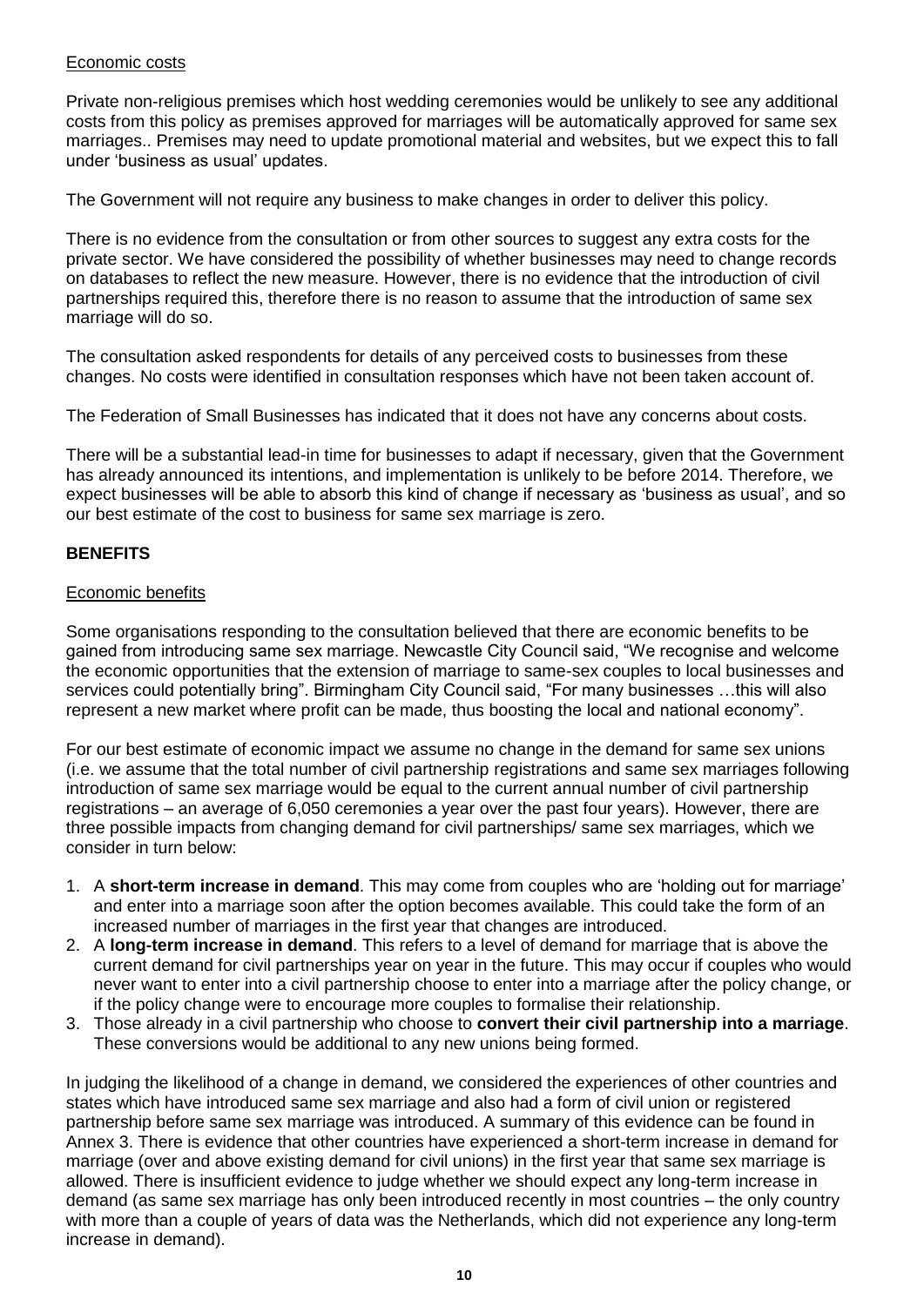Economic costs

Private non-religious premises which host wedding ceremonies would be unlikely to see any additional costs from this policy as premises approved for marriages will be automatically approved for same sex marriages.. Premises may need to update promotional material and websites, but we expect this to fall under 'business as usual' updates.

The Government will not require any business to make changes in order to deliver this policy.

There is no evidence from the consultation or from other sources to suggest any extra costs for the private sector. We have considered the possibility of whether businesses may need to change records on databases to reflect the new measure. However, there is no evidence that the introduction of civil partnerships required this, therefore there is no reason to assume that the introduction of same sex marriage will do so.

The consultation asked respondents for details of any perceived costs to businesses from these changes. No costs were identified in consultation responses which have not been taken account of.

The Federation of Small Businesses has indicated that it does not have any concerns about costs.

There will be a substantial lead-in time for businesses to adapt if necessary, given that the Government has already announced its intentions, and implementation is unlikely to be before 2014. Therefore, we expect businesses will be able to absorb this kind of change if necessary as 'business as usual', and so our best estimate of the cost to business for same sex marriage is zero.

**BENEFITS**

Economic benefits

Some organisations responding to the consultation believed that there are economic benefits to be gained from introducing same sex marriage. Newcastle City Council said, "We recognise and welcome the economic opportunities that the extension of marriage to same-sex couples to local businesses and services could potentially bring". Birmingham City Council said, "For many businesses …this will also represent a new market where profit can be made, thus boosting the local and national economy".

For our best estimate of economic impact we assume no change in the demand for same sex unions (i.e. we assume that the total number of civil partnership registrations and same sex marriages following introduction of same sex marriage would be equal to the current annual number of civil partnership registrations – an average of 6,050 ceremonies a year over the past four years). However, there are three possible impacts from changing demand for civil partnerships/ same sex marriages, which we consider in turn below:

1. A **short-term increase in demand**. This may come from couples who are 'holding out for marriage' and enter into a marriage soon after the option becomes available. This could take the form of an increased number of marriages in the first year that changes are introduced.
2. A **long-term increase in demand**. This refers to a level of demand for marriage that is above the current demand for civil partnerships year on year in the future. This may occur if couples who would never want to enter into a civil partnership choose to enter into a marriage after the policy change, or if the policy change were to encourage more couples to formalise their relationship.
3. Those already in a civil partnership who choose to **convert their civil partnership into a marriage**. These conversions would be additional to any new unions being formed.

In judging the likelihood of a change in demand, we considered the experiences of other countries and states which have introduced same sex marriage and also had a form of civil union or registered partnership before same sex marriage was introduced. A summary of this evidence can be found in Annex 3. There is evidence that other countries have experienced a short-term increase in demand for marriage (over and above existing demand for civil unions) in the first year that same sex marriage is allowed. There is insufficient evidence to judge whether we should expect any long-term increase in demand (as same sex marriage has only been introduced recently in most countries – the only country with more than a couple of years of data was the Netherlands, which did not experience any long-term increase in demand).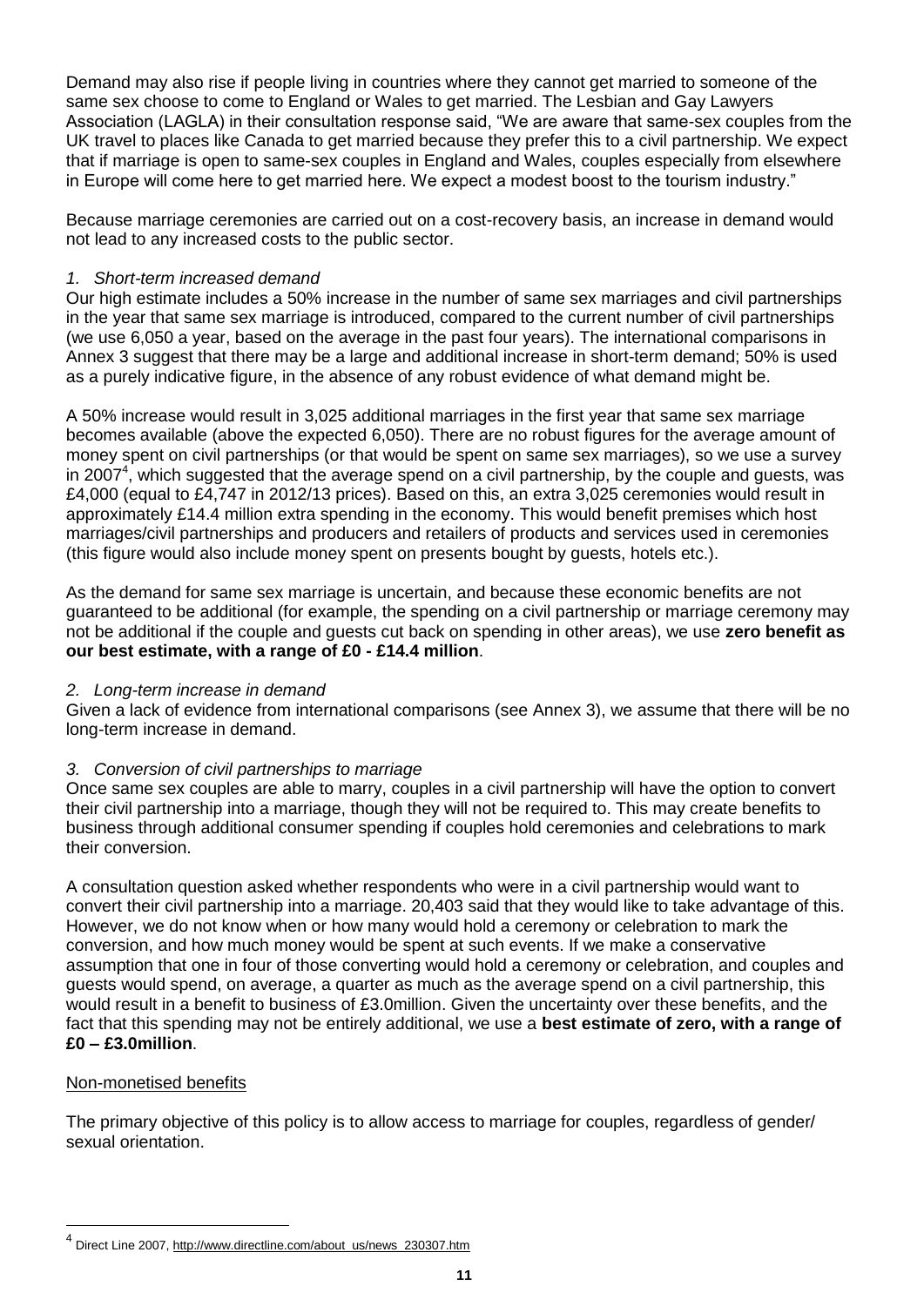Demand may also rise if people living in countries where they cannot get married to someone of the same sex choose to come to England or Wales to get married. The Lesbian and Gay Lawyers Association (LAGLA) in their consultation response said, "We are aware that same-sex couples from the UK travel to places like Canada to get married because they prefer this to a civil partnership. We expect that if marriage is open to same-sex couples in England and Wales, couples especially from elsewhere in Europe will come here to get married here. We expect a modest boost to the tourism industry."

Because marriage ceremonies are carried out on a cost-recovery basis, an increase in demand would not lead to any increased costs to the public sector.

*1. Short-term increased demand*

Our high estimate includes a 50% increase in the number of same sex marriages and civil partnerships in the year that same sex marriage is introduced, compared to the current number of civil partnerships (we use 6,050 a year, based on the average in the past four years). The international comparisons in Annex 3 suggest that there may be a large and additional increase in short-term demand; 50% is used as a purely indicative figure, in the absence of any robust evidence of what demand might be.

A 50% increase would result in 3,025 additional marriages in the first year that same sex marriage becomes available (above the expected 6,050). There are no robust figures for the average amount of money spent on civil partnerships (or that would be spent on same sex marriages), so we use a survey in 2007[4], which suggested that the average spend on a civil partnership, by the couple and guests, was £4,000 (equal to £4,747 in 2012/13 prices). Based on this, an extra 3,025 ceremonies would result in approximately £14.4 million extra spending in the economy. This would benefit premises which host marriages/civil partnerships and producers and retailers of products and services used in ceremonies (this figure would also include money spent on presents bought by guests, hotels etc.).

As the demand for same sex marriage is uncertain, and because these economic benefits are not guaranteed to be additional (for example, the spending on a civil partnership or marriage ceremony may not be additional if the couple and guests cut back on spending in other areas), we use **zero benefit as our best estimate, with a range of £0 - £14.4 million**.

*2. Long-term increase in demand*

Given a lack of evidence from international comparisons (see Annex 3), we assume that there will be no long-term increase in demand.

*3. Conversion of civil partnerships to marriage*

Once same sex couples are able to marry, couples in a civil partnership will have the option to convert their civil partnership into a marriage, though they will not be required to. This may create benefits to business through additional consumer spending if couples hold ceremonies and celebrations to mark their conversion.

A consultation question asked whether respondents who were in a civil partnership would want to convert their civil partnership into a marriage. 20,403 said that they would like to take advantage of this. However, we do not know when or how many would hold a ceremony or celebration to mark the conversion, and how much money would be spent at such events. If we make a conservative assumption that one in four of those converting would hold a ceremony or celebration, and couples and guests would spend, on average, a quarter as much as the average spend on a civil partnership, this would result in a benefit to business of £3.0million. Given the uncertainty over these benefits, and the fact that this spending may not be entirely additional, we use a **best estimate of zero, with a range of £0 – £3.0million**.

<u>Non-monetised benefits</u>

The primary objective of this policy is to allow access to marriage for couples, regardless of gender/ sexual orientation.

---

[4] Direct Line 2007, http://www.directline.com/about_us/news_230307.htm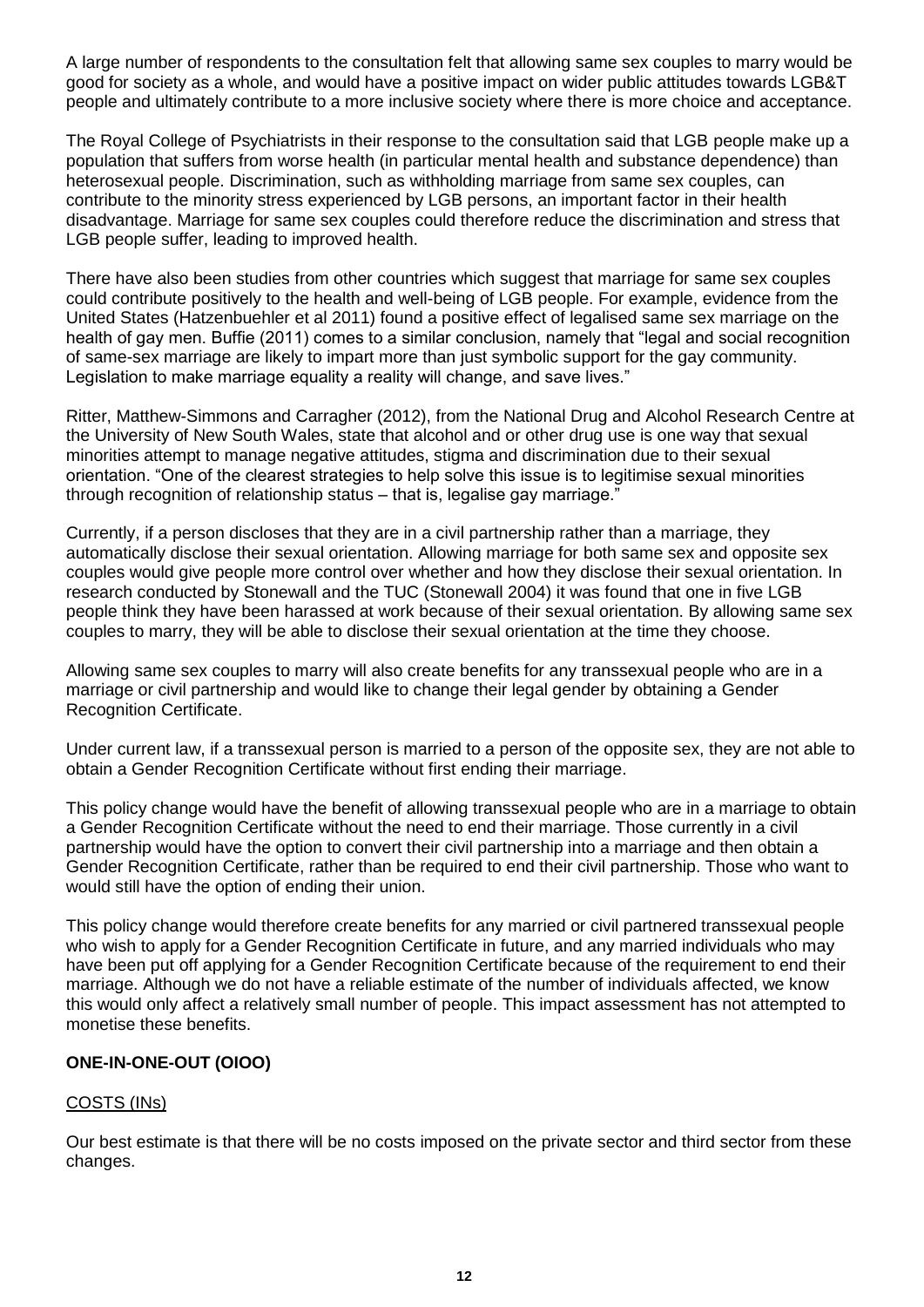A large number of respondents to the consultation felt that allowing same sex couples to marry would be good for society as a whole, and would have a positive impact on wider public attitudes towards LGB&T people and ultimately contribute to a more inclusive society where there is more choice and acceptance.

The Royal College of Psychiatrists in their response to the consultation said that LGB people make up a population that suffers from worse health (in particular mental health and substance dependence) than heterosexual people. Discrimination, such as withholding marriage from same sex couples, can contribute to the minority stress experienced by LGB persons, an important factor in their health disadvantage. Marriage for same sex couples could therefore reduce the discrimination and stress that LGB people suffer, leading to improved health.

There have also been studies from other countries which suggest that marriage for same sex couples could contribute positively to the health and well-being of LGB people. For example, evidence from the United States (Hatzenbuehler et al 2011) found a positive effect of legalised same sex marriage on the health of gay men. Buffie (2011) comes to a similar conclusion, namely that "legal and social recognition of same-sex marriage are likely to impart more than just symbolic support for the gay community. Legislation to make marriage equality a reality will change, and save lives."

Ritter, Matthew-Simmons and Carragher (2012), from the National Drug and Alcohol Research Centre at the University of New South Wales, state that alcohol and or other drug use is one way that sexual minorities attempt to manage negative attitudes, stigma and discrimination due to their sexual orientation. "One of the clearest strategies to help solve this issue is to legitimise sexual minorities through recognition of relationship status – that is, legalise gay marriage."

Currently, if a person discloses that they are in a civil partnership rather than a marriage, they automatically disclose their sexual orientation. Allowing marriage for both same sex and opposite sex couples would give people more control over whether and how they disclose their sexual orientation. In research conducted by Stonewall and the TUC (Stonewall 2004) it was found that one in five LGB people think they have been harassed at work because of their sexual orientation. By allowing same sex couples to marry, they will be able to disclose their sexual orientation at the time they choose.

Allowing same sex couples to marry will also create benefits for any transsexual people who are in a marriage or civil partnership and would like to change their legal gender by obtaining a Gender Recognition Certificate.

Under current law, if a transsexual person is married to a person of the opposite sex, they are not able to obtain a Gender Recognition Certificate without first ending their marriage.

This policy change would have the benefit of allowing transsexual people who are in a marriage to obtain a Gender Recognition Certificate without the need to end their marriage. Those currently in a civil partnership would have the option to convert their civil partnership into a marriage and then obtain a Gender Recognition Certificate, rather than be required to end their civil partnership. Those who want to would still have the option of ending their union.

This policy change would therefore create benefits for any married or civil partnered transsexual people who wish to apply for a Gender Recognition Certificate in future, and any married individuals who may have been put off applying for a Gender Recognition Certificate because of the requirement to end their marriage. Although we do not have a reliable estimate of the number of individuals affected, we know this would only affect a relatively small number of people. This impact assessment has not attempted to monetise these benefits.

## ONE-IN-ONE-OUT (OIOO)

### COSTS (INs)

Our best estimate is that there will be no costs imposed on the private sector and third sector from these changes.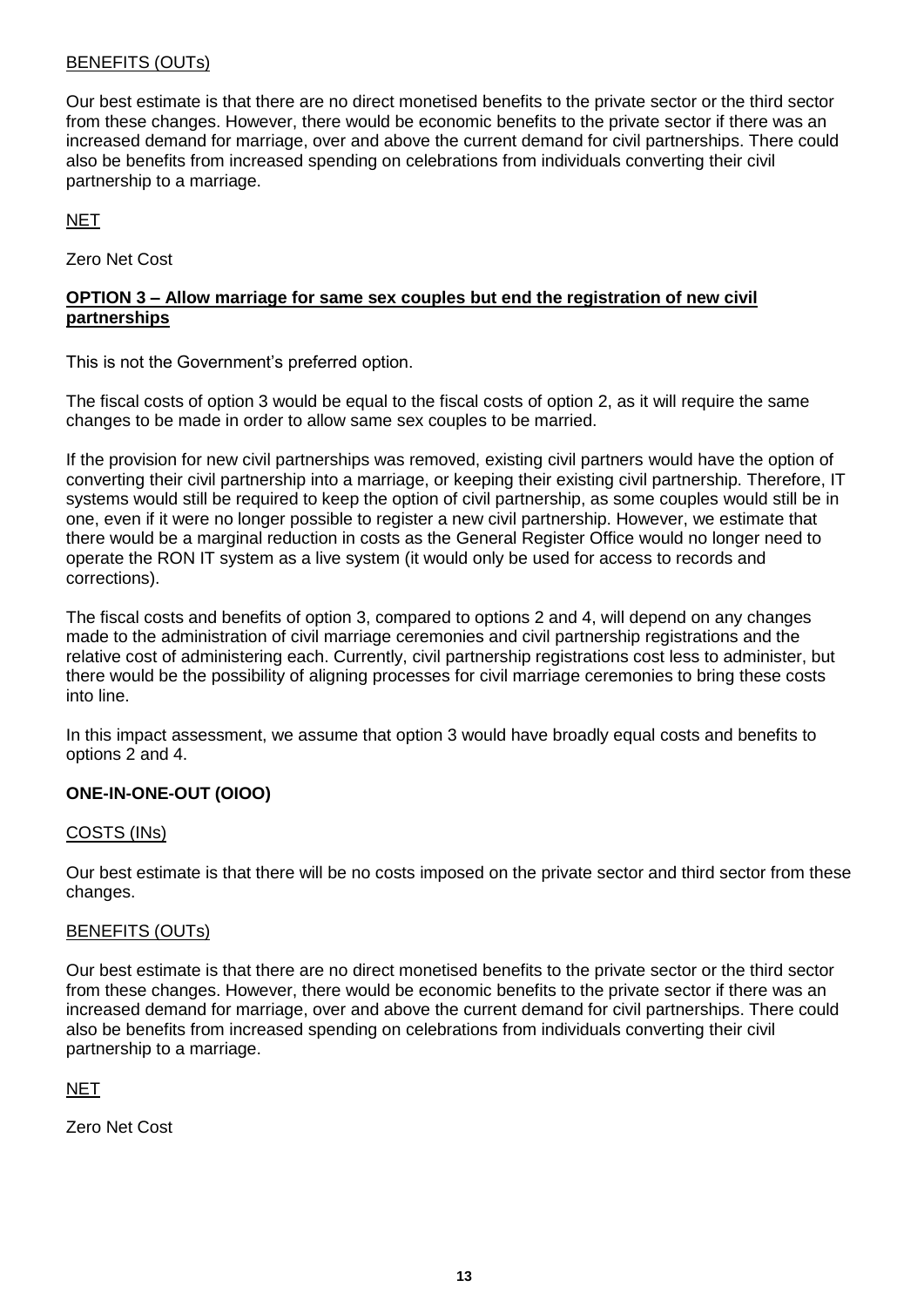<u>BENEFITS (OUTs)</u>

Our best estimate is that there are no direct monetised benefits to the private sector or the third sector from these changes. However, there would be economic benefits to the private sector if there was an increased demand for marriage, over and above the current demand for civil partnerships. There could also be benefits from increased spending on celebrations from individuals converting their civil partnership to a marriage.

<u>NET</u>

Zero Net Cost

### OPTION 3 – Allow marriage for same sex couples but end the registration of new civil partnerships

This is not the Government's preferred option.

The fiscal costs of option 3 would be equal to the fiscal costs of option 2, as it will require the same changes to be made in order to allow same sex couples to be married.

If the provision for new civil partnerships was removed, existing civil partners would have the option of converting their civil partnership into a marriage, or keeping their existing civil partnership. Therefore, IT systems would still be required to keep the option of civil partnership, as some couples would still be in one, even if it were no longer possible to register a new civil partnership. However, we estimate that there would be a marginal reduction in costs as the General Register Office would no longer need to operate the RON IT system as a live system (it would only be used for access to records and corrections).

The fiscal costs and benefits of option 3, compared to options 2 and 4, will depend on any changes made to the administration of civil marriage ceremonies and civil partnership registrations and the relative cost of administering each. Currently, civil partnership registrations cost less to administer, but there would be the possibility of aligning processes for civil marriage ceremonies to bring these costs into line.

In this impact assessment, we assume that option 3 would have broadly equal costs and benefits to options 2 and 4.

### ONE-IN-ONE-OUT (OIOO)

<u>COSTS (INs)</u>

Our best estimate is that there will be no costs imposed on the private sector and third sector from these changes.

<u>BENEFITS (OUTs)</u>

Our best estimate is that there are no direct monetised benefits to the private sector or the third sector from these changes. However, there would be economic benefits to the private sector if there was an increased demand for marriage, over and above the current demand for civil partnerships. There could also be benefits from increased spending on celebrations from individuals converting their civil partnership to a marriage.

<u>NET</u>

Zero Net Cost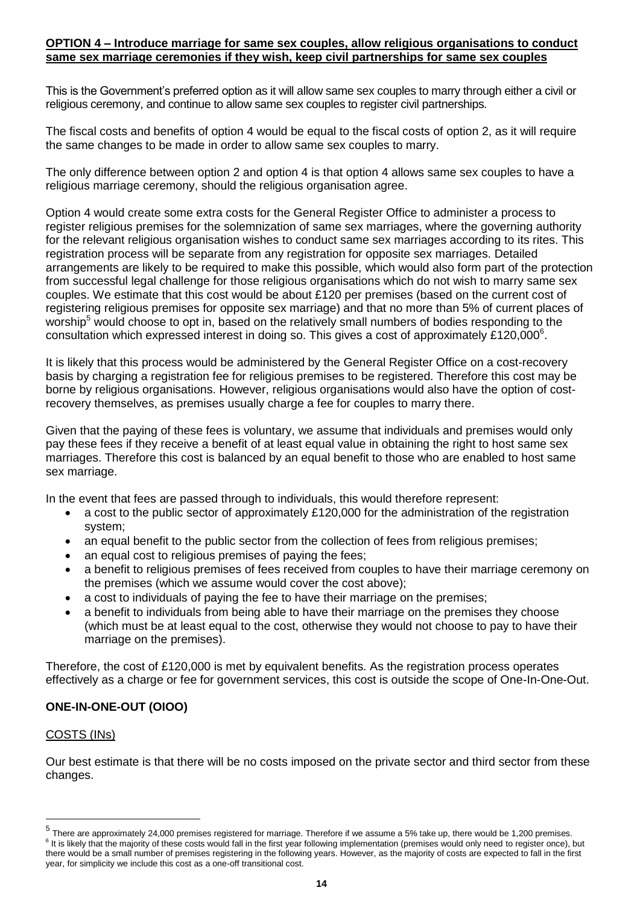**OPTION 4 – Introduce marriage for same sex couples, allow religious organisations to conduct same sex marriage ceremonies if they wish, keep civil partnerships for same sex couples**

This is the Government's preferred option as it will allow same sex couples to marry through either a civil or religious ceremony, and continue to allow same sex couples to register civil partnerships.

The fiscal costs and benefits of option 4 would be equal to the fiscal costs of option 2, as it will require the same changes to be made in order to allow same sex couples to marry.

The only difference between option 2 and option 4 is that option 4 allows same sex couples to have a religious marriage ceremony, should the religious organisation agree.

Option 4 would create some extra costs for the General Register Office to administer a process to register religious premises for the solemnization of same sex marriages, where the governing authority for the relevant religious organisation wishes to conduct same sex marriages according to its rites. This registration process will be separate from any registration for opposite sex marriages. Detailed arrangements are likely to be required to make this possible, which would also form part of the protection from successful legal challenge for those religious organisations which do not wish to marry same sex couples. We estimate that this cost would be about £120 per premises (based on the current cost of registering religious premises for opposite sex marriage) and that no more than 5% of current places of worship[5] would choose to opt in, based on the relatively small numbers of bodies responding to the consultation which expressed interest in doing so. This gives a cost of approximately £120,000[6].

It is likely that this process would be administered by the General Register Office on a cost-recovery basis by charging a registration fee for religious premises to be registered. Therefore this cost may be borne by religious organisations. However, religious organisations would also have the option of cost-recovery themselves, as premises usually charge a fee for couples to marry there.

Given that the paying of these fees is voluntary, we assume that individuals and premises would only pay these fees if they receive a benefit of at least equal value in obtaining the right to host same sex marriages. Therefore this cost is balanced by an equal benefit to those who are enabled to host same sex marriage.

In the event that fees are passed through to individuals, this would therefore represent:

- a cost to the public sector of approximately £120,000 for the administration of the registration system;
- an equal benefit to the public sector from the collection of fees from religious premises;
- an equal cost to religious premises of paying the fees;
- a benefit to religious premises of fees received from couples to have their marriage ceremony on the premises (which we assume would cover the cost above);
- a cost to individuals of paying the fee to have their marriage on the premises;
- a benefit to individuals from being able to have their marriage on the premises they choose (which must be at least equal to the cost, otherwise they would not choose to pay to have their marriage on the premises).

Therefore, the cost of £120,000 is met by equivalent benefits. As the registration process operates effectively as a charge or fee for government services, this cost is outside the scope of One-In-One-Out.

**ONE-IN-ONE-OUT (OIOO)**

COSTS (INs)

Our best estimate is that there will be no costs imposed on the private sector and third sector from these changes.

---

[5] There are approximately 24,000 premises registered for marriage. Therefore if we assume a 5% take up, there would be 1,200 premises.

[6] It is likely that the majority of these costs would fall in the first year following implementation (premises would only need to register once), but there would be a small number of premises registering in the following years. However, as the majority of costs are expected to fall in the first year, for simplicity we include this cost as a one-off transitional cost.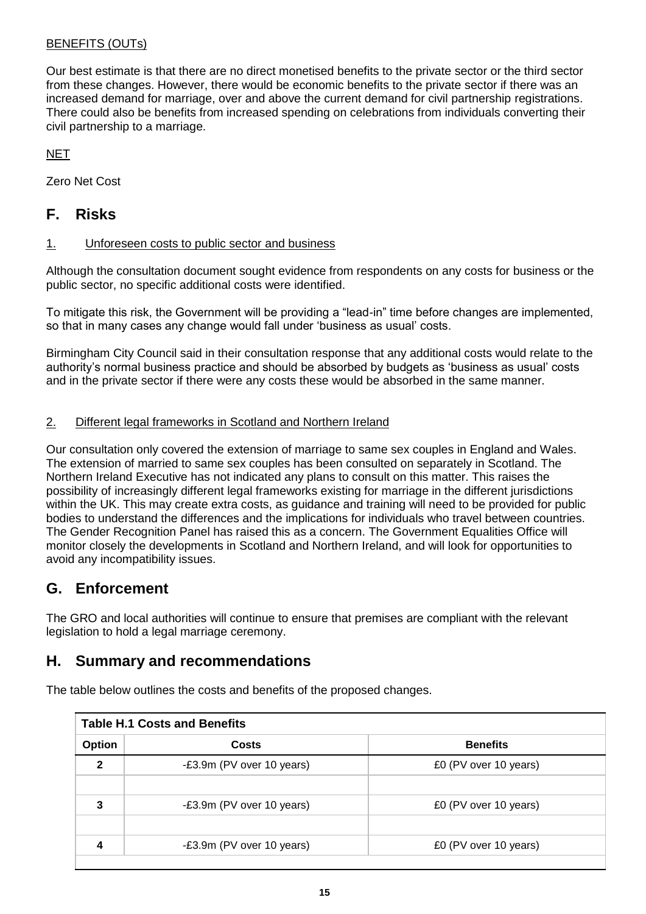BENEFITS (OUTs)

Our best estimate is that there are no direct monetised benefits to the private sector or the third sector from these changes. However, there would be economic benefits to the private sector if there was an increased demand for marriage, over and above the current demand for civil partnership registrations. There could also be benefits from increased spending on celebrations from individuals converting their civil partnership to a marriage.

NET

Zero Net Cost

## F. Risks

1. Unforeseen costs to public sector and business

Although the consultation document sought evidence from respondents on any costs for business or the public sector, no specific additional costs were identified.

To mitigate this risk, the Government will be providing a "lead-in" time before changes are implemented, so that in many cases any change would fall under 'business as usual' costs.

Birmingham City Council said in their consultation response that any additional costs would relate to the authority's normal business practice and should be absorbed by budgets as 'business as usual' costs and in the private sector if there were any costs these would be absorbed in the same manner.

2. Different legal frameworks in Scotland and Northern Ireland

Our consultation only covered the extension of marriage to same sex couples in England and Wales. The extension of married to same sex couples has been consulted on separately in Scotland. The Northern Ireland Executive has not indicated any plans to consult on this matter. This raises the possibility of increasingly different legal frameworks existing for marriage in the different jurisdictions within the UK. This may create extra costs, as guidance and training will need to be provided for public bodies to understand the differences and the implications for individuals who travel between countries. The Gender Recognition Panel has raised this as a concern. The Government Equalities Office will monitor closely the developments in Scotland and Northern Ireland, and will look for opportunities to avoid any incompatibility issues.

## G. Enforcement

The GRO and local authorities will continue to ensure that premises are compliant with the relevant legislation to hold a legal marriage ceremony.

## H. Summary and recommendations

The table below outlines the costs and benefits of the proposed changes.

**Table H.1 Costs and Benefits**

| Option | Costs | Benefits |
|---|---|---|
| 2 | -£3.9m (PV over 10 years) | £0 (PV over 10 years) |
| | | |
| 3 | -£3.9m (PV over 10 years) | £0 (PV over 10 years) |
| | | |
| 4 | -£3.9m (PV over 10 years) | £0 (PV over 10 years) |
| | | |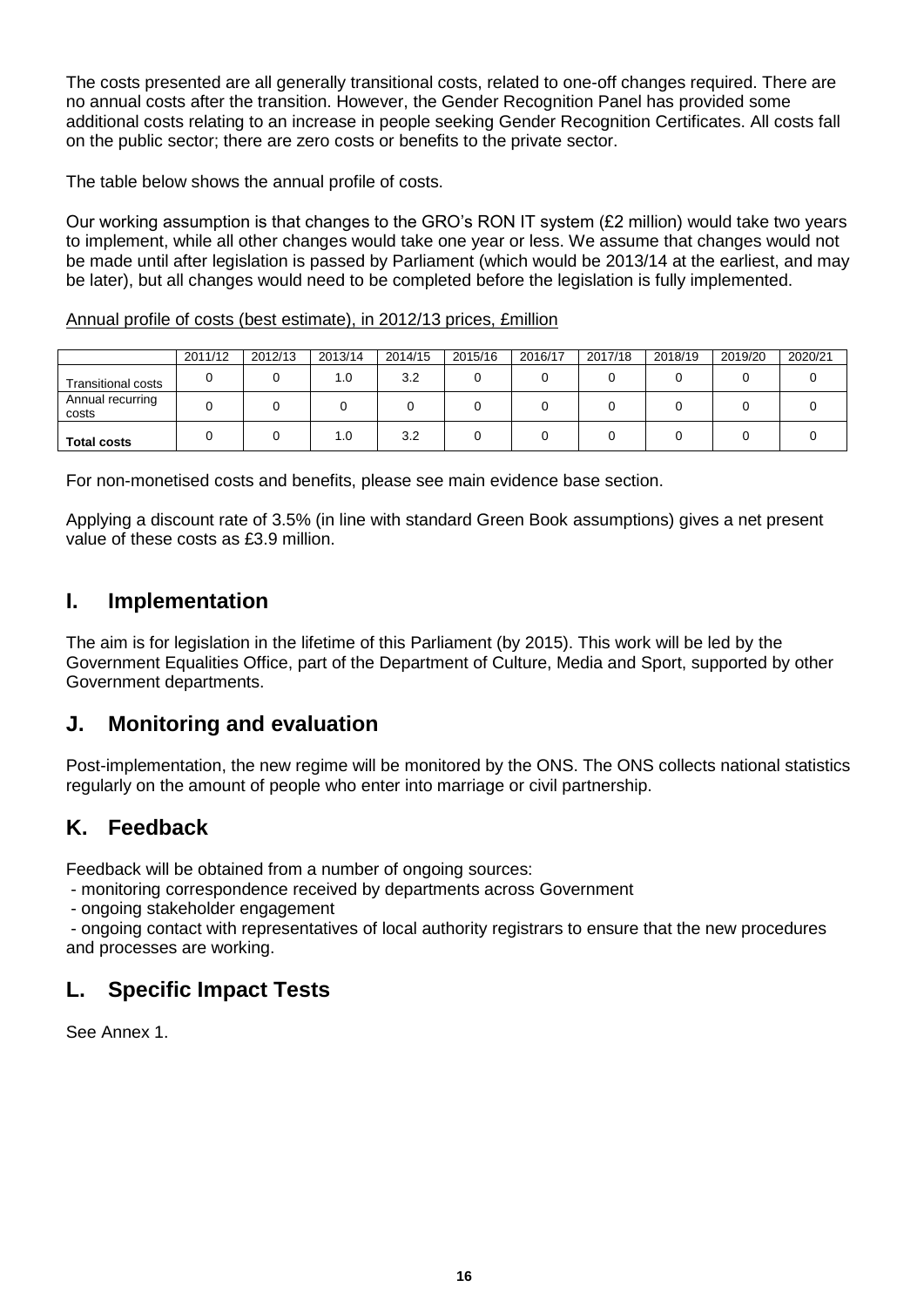The costs presented are all generally transitional costs, related to one-off changes required. There are no annual costs after the transition. However, the Gender Recognition Panel has provided some additional costs relating to an increase in people seeking Gender Recognition Certificates. All costs fall on the public sector; there are zero costs or benefits to the private sector.

The table below shows the annual profile of costs.

Our working assumption is that changes to the GRO's RON IT system (£2 million) would take two years to implement, while all other changes would take one year or less. We assume that changes would not be made until after legislation is passed by Parliament (which would be 2013/14 at the earliest, and may be later), but all changes would need to be completed before the legislation is fully implemented.

Annual profile of costs (best estimate), in 2012/13 prices, £million

| | 2011/12 | 2012/13 | 2013/14 | 2014/15 | 2015/16 | 2016/17 | 2017/18 | 2018/19 | 2019/20 | 2020/21 |
|---|---|---|---|---|---|---|---|---|---|---|
| Transitional costs | 0 | 0 | 1.0 | 3.2 | 0 | 0 | 0 | 0 | 0 | 0 |
| Annual recurring costs | 0 | 0 | 0 | 0 | 0 | 0 | 0 | 0 | 0 | 0 |
| **Total costs** | 0 | 0 | 1.0 | 3.2 | 0 | 0 | 0 | 0 | 0 | 0 |

For non-monetised costs and benefits, please see main evidence base section.

Applying a discount rate of 3.5% (in line with standard Green Book assumptions) gives a net present value of these costs as £3.9 million.

## I. Implementation

The aim is for legislation in the lifetime of this Parliament (by 2015). This work will be led by the Government Equalities Office, part of the Department of Culture, Media and Sport, supported by other Government departments.

## J. Monitoring and evaluation

Post-implementation, the new regime will be monitored by the ONS. The ONS collects national statistics regularly on the amount of people who enter into marriage or civil partnership.

## K. Feedback

Feedback will be obtained from a number of ongoing sources:

- monitoring correspondence received by departments across Government
- ongoing stakeholder engagement
- ongoing contact with representatives of local authority registrars to ensure that the new procedures and processes are working.

## L. Specific Impact Tests

See Annex 1.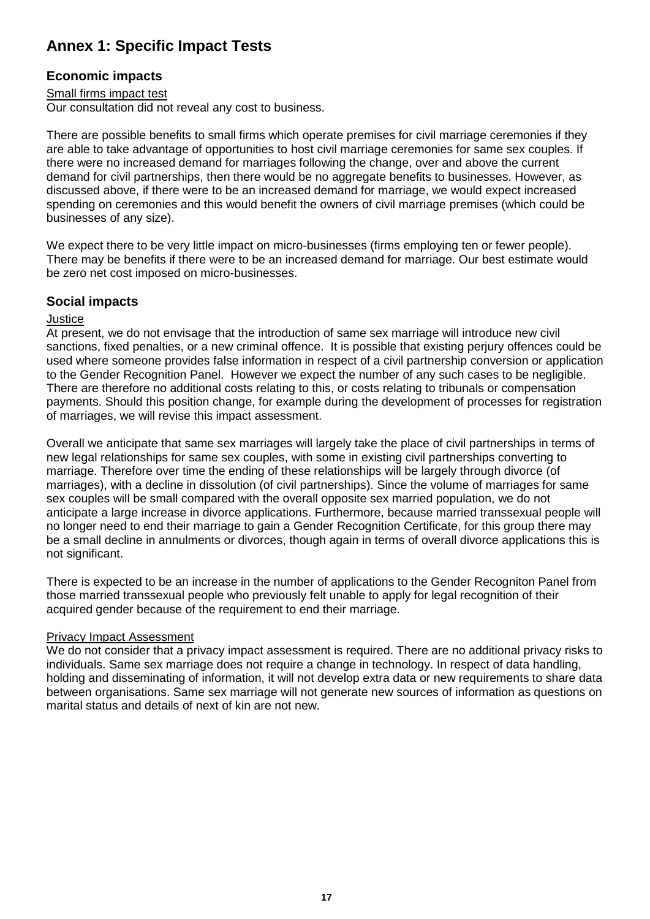# Annex 1: Specific Impact Tests

## Economic impacts

Small firms impact test

Our consultation did not reveal any cost to business.

There are possible benefits to small firms which operate premises for civil marriage ceremonies if they are able to take advantage of opportunities to host civil marriage ceremonies for same sex couples. If there were no increased demand for marriages following the change, over and above the current demand for civil partnerships, then there would be no aggregate benefits to businesses. However, as discussed above, if there were to be an increased demand for marriage, we would expect increased spending on ceremonies and this would benefit the owners of civil marriage premises (which could be businesses of any size).

We expect there to be very little impact on micro-businesses (firms employing ten or fewer people). There may be benefits if there were to be an increased demand for marriage. Our best estimate would be zero net cost imposed on micro-businesses.

## Social impacts

Justice

At present, we do not envisage that the introduction of same sex marriage will introduce new civil sanctions, fixed penalties, or a new criminal offence. It is possible that existing perjury offences could be used where someone provides false information in respect of a civil partnership conversion or application to the Gender Recognition Panel. However we expect the number of any such cases to be negligible. There are therefore no additional costs relating to this, or costs relating to tribunals or compensation payments. Should this position change, for example during the development of processes for registration of marriages, we will revise this impact assessment.

Overall we anticipate that same sex marriages will largely take the place of civil partnerships in terms of new legal relationships for same sex couples, with some in existing civil partnerships converting to marriage. Therefore over time the ending of these relationships will be largely through divorce (of marriages), with a decline in dissolution (of civil partnerships). Since the volume of marriages for same sex couples will be small compared with the overall opposite sex married population, we do not anticipate a large increase in divorce applications. Furthermore, because married transsexual people will no longer need to end their marriage to gain a Gender Recognition Certificate, for this group there may be a small decline in annulments or divorces, though again in terms of overall divorce applications this is not significant.

There is expected to be an increase in the number of applications to the Gender Recogniton Panel from those married transsexual people who previously felt unable to apply for legal recognition of their acquired gender because of the requirement to end their marriage.

Privacy Impact Assessment

We do not consider that a privacy impact assessment is required. There are no additional privacy risks to individuals. Same sex marriage does not require a change in technology. In respect of data handling, holding and disseminating of information, it will not develop extra data or new requirements to share data between organisations. Same sex marriage will not generate new sources of information as questions on marital status and details of next of kin are not new.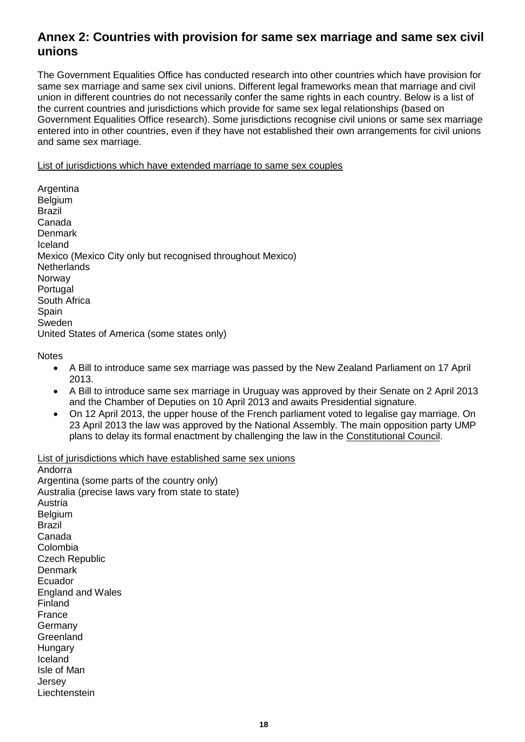## Annex 2: Countries with provision for same sex marriage and same sex civil unions

The Government Equalities Office has conducted research into other countries which have provision for same sex marriage and same sex civil unions. Different legal frameworks mean that marriage and civil union in different countries do not necessarily confer the same rights in each country. Below is a list of the current countries and jurisdictions which provide for same sex legal relationships (based on Government Equalities Office research). Some jurisdictions recognise civil unions or same sex marriage entered into in other countries, even if they have not established their own arrangements for civil unions and same sex marriage.

List of jurisdictions which have extended marriage to same sex couples

Argentina
Belgium
Brazil
Canada
Denmark
Iceland
Mexico (Mexico City only but recognised throughout Mexico)
Netherlands
Norway
Portugal
South Africa
Spain
Sweden
United States of America (some states only)

Notes

- A Bill to introduce same sex marriage was passed by the New Zealand Parliament on 17 April 2013.
- A Bill to introduce same sex marriage in Uruguay was approved by their Senate on 2 April 2013 and the Chamber of Deputies on 10 April 2013 and awaits Presidential signature.
- On 12 April 2013, the upper house of the French parliament voted to legalise gay marriage. On 23 April 2013 the law was approved by the National Assembly. The main opposition party UMP plans to delay its formal enactment by challenging the law in the Constitutional Council.

List of jurisdictions which have established same sex unions

Andorra
Argentina (some parts of the country only)
Australia (precise laws vary from state to state)
Austria
Belgium
Brazil
Canada
Colombia
Czech Republic
Denmark
Ecuador
England and Wales
Finland
France
Germany
Greenland
Hungary
Iceland
Isle of Man
Jersey
Liechtenstein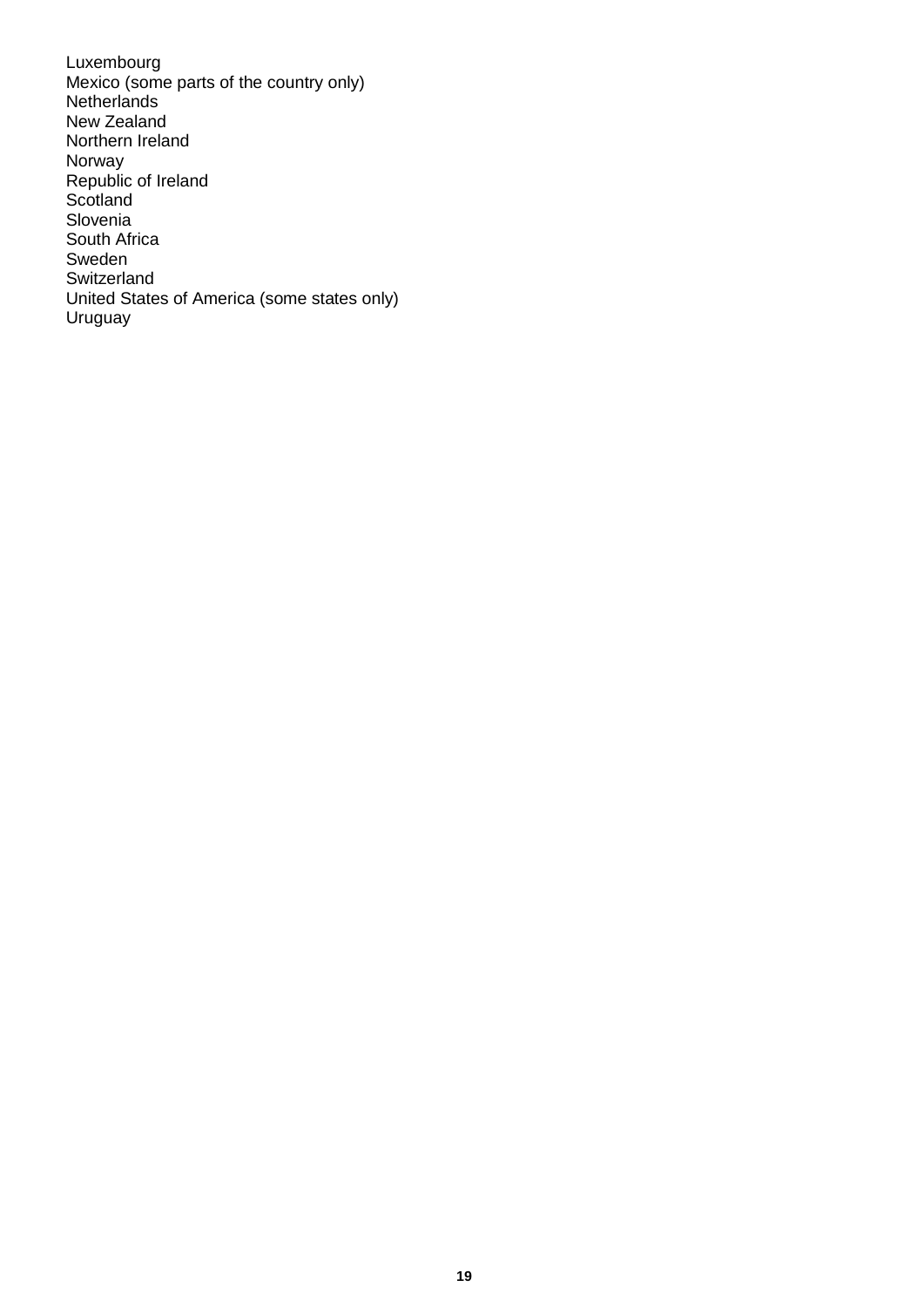Luxembourg
Mexico (some parts of the country only)
Netherlands
New Zealand
Northern Ireland
Norway
Republic of Ireland
Scotland
Slovenia
South Africa
Sweden
Switzerland
United States of America (some states only)
Uruguay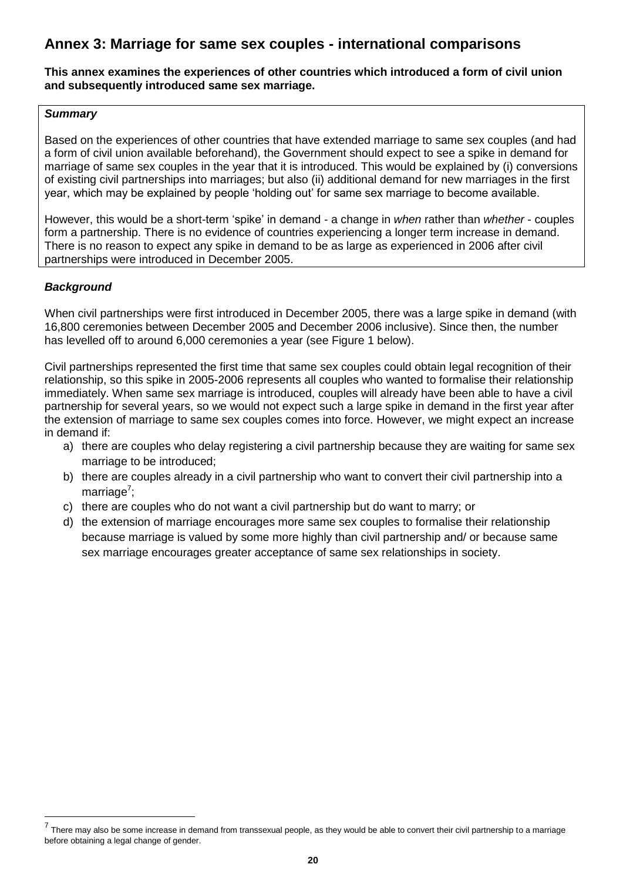## Annex 3: Marriage for same sex couples - international comparisons

**This annex examines the experiences of other countries which introduced a form of civil union and subsequently introduced same sex marriage.**

***Summary***

Based on the experiences of other countries that have extended marriage to same sex couples (and had a form of civil union available beforehand), the Government should expect to see a spike in demand for marriage of same sex couples in the year that it is introduced. This would be explained by (i) conversions of existing civil partnerships into marriages; but also (ii) additional demand for new marriages in the first year, which may be explained by people 'holding out' for same sex marriage to become available.

However, this would be a short-term 'spike' in demand - a change in *when* rather than *whether* - couples form a partnership. There is no evidence of countries experiencing a longer term increase in demand. There is no reason to expect any spike in demand to be as large as experienced in 2006 after civil partnerships were introduced in December 2005.

***Background***

When civil partnerships were first introduced in December 2005, there was a large spike in demand (with 16,800 ceremonies between December 2005 and December 2006 inclusive). Since then, the number has levelled off to around 6,000 ceremonies a year (see Figure 1 below).

Civil partnerships represented the first time that same sex couples could obtain legal recognition of their relationship, so this spike in 2005-2006 represents all couples who wanted to formalise their relationship immediately. When same sex marriage is introduced, couples will already have been able to have a civil partnership for several years, so we would not expect such a large spike in demand in the first year after the extension of marriage to same sex couples comes into force. However, we might expect an increase in demand if:

a) there are couples who delay registering a civil partnership because they are waiting for same sex marriage to be introduced;
b) there are couples already in a civil partnership who want to convert their civil partnership into a marriage[7];
c) there are couples who do not want a civil partnership but do want to marry; or
d) the extension of marriage encourages more same sex couples to formalise their relationship because marriage is valued by some more highly than civil partnership and/ or because same sex marriage encourages greater acceptance of same sex relationships in society.

[7] There may also be some increase in demand from transsexual people, as they would be able to convert their civil partnership to a marriage before obtaining a legal change of gender.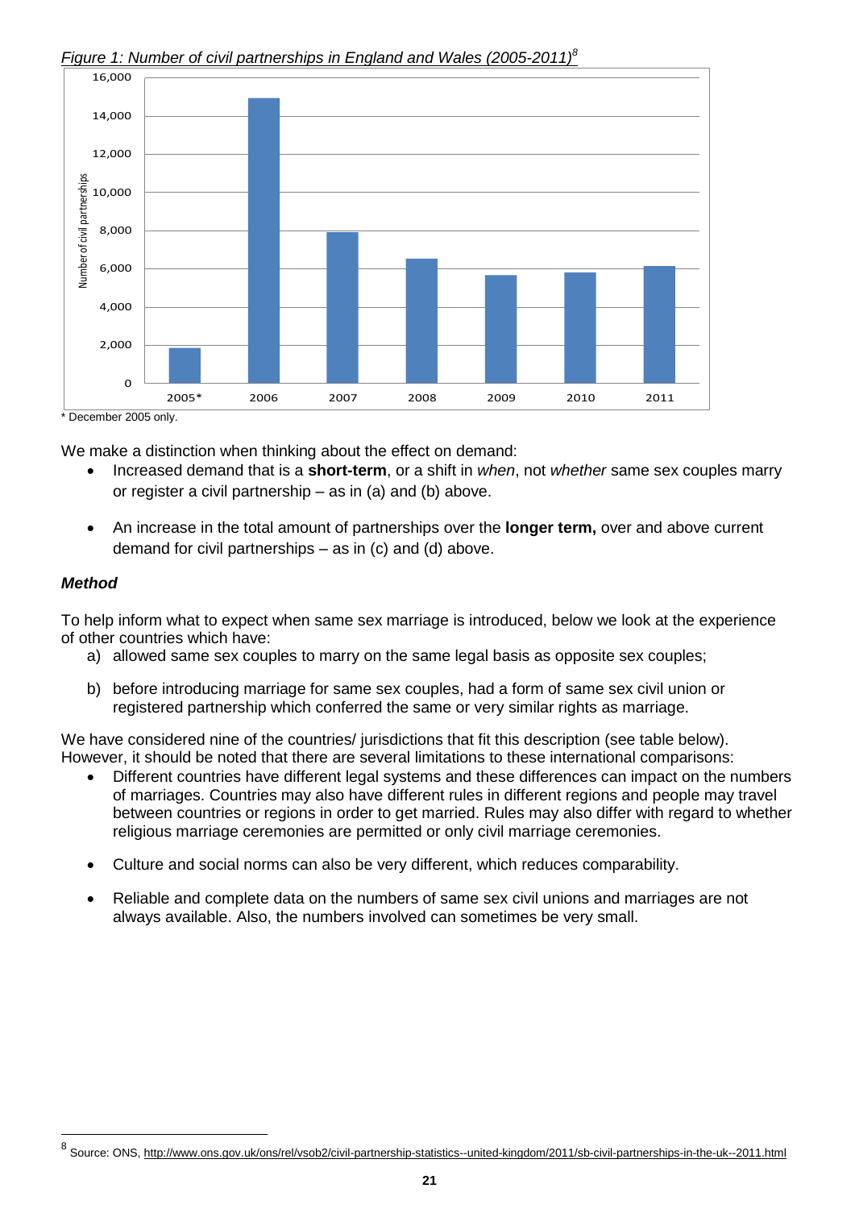*Figure 1: Number of civil partnerships in England and Wales (2005-2011)*[8]

\* December 2005 only.

We make a distinction when thinking about the effect on demand:

- Increased demand that is a **short-term**, or a shift in *when*, not *whether* same sex couples marry or register a civil partnership – as in (a) and (b) above.
- An increase in the total amount of partnerships over the **longer term,** over and above current demand for civil partnerships – as in (c) and (d) above.

### *Method*

To help inform what to expect when same sex marriage is introduced, below we look at the experience of other countries which have:

a) allowed same sex couples to marry on the same legal basis as opposite sex couples;

b) before introducing marriage for same sex couples, had a form of same sex civil union or registered partnership which conferred the same or very similar rights as marriage.

We have considered nine of the countries/ jurisdictions that fit this description (see table below). However, it should be noted that there are several limitations to these international comparisons:

- Different countries have different legal systems and these differences can impact on the numbers of marriages. Countries may also have different rules in different regions and people may travel between countries or regions in order to get married. Rules may also differ with regard to whether religious marriage ceremonies are permitted or only civil marriage ceremonies.
- Culture and social norms can also be very different, which reduces comparability.
- Reliable and complete data on the numbers of same sex civil unions and marriages are not always available. Also, the numbers involved can sometimes be very small.

[8] Source: ONS, http://www.ons.gov.uk/ons/rel/vsob2/civil-partnership-statistics--united-kingdom/2011/sb-civil-partnerships-in-the-uk--2011.html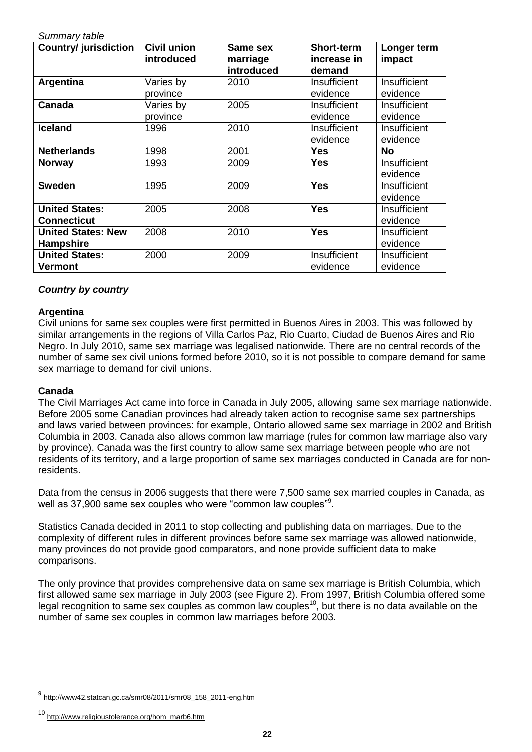*Summary table*

| Country/ jurisdiction | Civil union introduced | Same sex marriage introduced | Short-term increase in demand | Longer term impact |
|---|---|---|---|---|
| **Argentina** | Varies by province | 2010 | Insufficient evidence | Insufficient evidence |
| **Canada** | Varies by province | 2005 | Insufficient evidence | Insufficient evidence |
| **Iceland** | 1996 | 2010 | Insufficient evidence | Insufficient evidence |
| **Netherlands** | 1998 | 2001 | **Yes** | **No** |
| **Norway** | 1993 | 2009 | **Yes** | Insufficient evidence |
| **Sweden** | 1995 | 2009 | **Yes** | Insufficient evidence |
| **United States: Connecticut** | 2005 | 2008 | **Yes** | Insufficient evidence |
| **United States: New Hampshire** | 2008 | 2010 | **Yes** | Insufficient evidence |
| **United States: Vermont** | 2000 | 2009 | Insufficient evidence | Insufficient evidence |

### *Country by country*

#### Argentina

Civil unions for same sex couples were first permitted in Buenos Aires in 2003. This was followed by similar arrangements in the regions of Villa Carlos Paz, Rio Cuarto, Ciudad de Buenos Aires and Rio Negro. In July 2010, same sex marriage was legalised nationwide. There are no central records of the number of same sex civil unions formed before 2010, so it is not possible to compare demand for same sex marriage to demand for civil unions.

#### Canada

The Civil Marriages Act came into force in Canada in July 2005, allowing same sex marriage nationwide. Before 2005 some Canadian provinces had already taken action to recognise same sex partnerships and laws varied between provinces: for example, Ontario allowed same sex marriage in 2002 and British Columbia in 2003. Canada also allows common law marriage (rules for common law marriage also vary by province). Canada was the first country to allow same sex marriage between people who are not residents of its territory, and a large proportion of same sex marriages conducted in Canada are for non-residents.

Data from the census in 2006 suggests that there were 7,500 same sex married couples in Canada, as well as 37,900 same sex couples who were "common law couples"[9].

Statistics Canada decided in 2011 to stop collecting and publishing data on marriages. Due to the complexity of different rules in different provinces before same sex marriage was allowed nationwide, many provinces do not provide good comparators, and none provide sufficient data to make comparisons.

The only province that provides comprehensive data on same sex marriage is British Columbia, which first allowed same sex marriage in July 2003 (see Figure 2). From 1997, British Columbia offered some legal recognition to same sex couples as common law couples[10], but there is no data available on the number of same sex couples in common law marriages before 2003.

---

[9] http://www42.statcan.gc.ca/smr08/2011/smr08_158_2011-eng.htm

[10] http://www.religioustolerance.org/hom_marb6.htm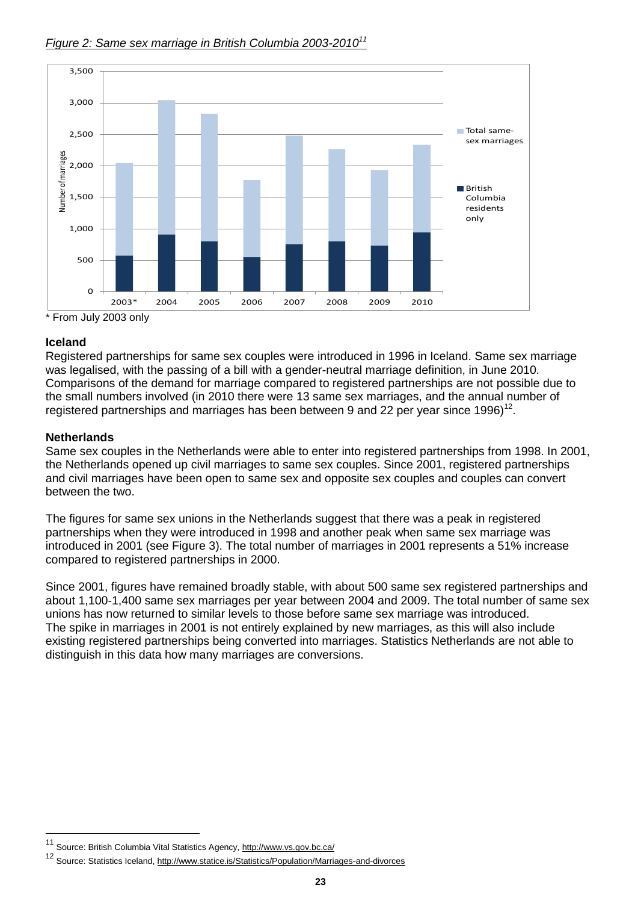*Figure 2: Same sex marriage in British Columbia 2003-2010*[11]

\* From July 2003 only

### Iceland

Registered partnerships for same sex couples were introduced in 1996 in Iceland. Same sex marriage was legalised, with the passing of a bill with a gender-neutral marriage definition, in June 2010. Comparisons of the demand for marriage compared to registered partnerships are not possible due to the small numbers involved (in 2010 there were 13 same sex marriages, and the annual number of registered partnerships and marriages has been between 9 and 22 per year since 1996)[12].

### Netherlands

Same sex couples in the Netherlands were able to enter into registered partnerships from 1998. In 2001, the Netherlands opened up civil marriages to same sex couples. Since 2001, registered partnerships and civil marriages have been open to same sex and opposite sex couples and couples can convert between the two.

The figures for same sex unions in the Netherlands suggest that there was a peak in registered partnerships when they were introduced in 1998 and another peak when same sex marriage was introduced in 2001 (see Figure 3). The total number of marriages in 2001 represents a 51% increase compared to registered partnerships in 2000.

Since 2001, figures have remained broadly stable, with about 500 same sex registered partnerships and about 1,100-1,400 same sex marriages per year between 2004 and 2009. The total number of same sex unions has now returned to similar levels to those before same sex marriage was introduced. The spike in marriages in 2001 is not entirely explained by new marriages, as this will also include existing registered partnerships being converted into marriages. Statistics Netherlands are not able to distinguish in this data how many marriages are conversions.

[11] Source: British Columbia Vital Statistics Agency, http://www.vs.gov.bc.ca/

[12] Source: Statistics Iceland, http://www.statice.is/Statistics/Population/Marriages-and-divorces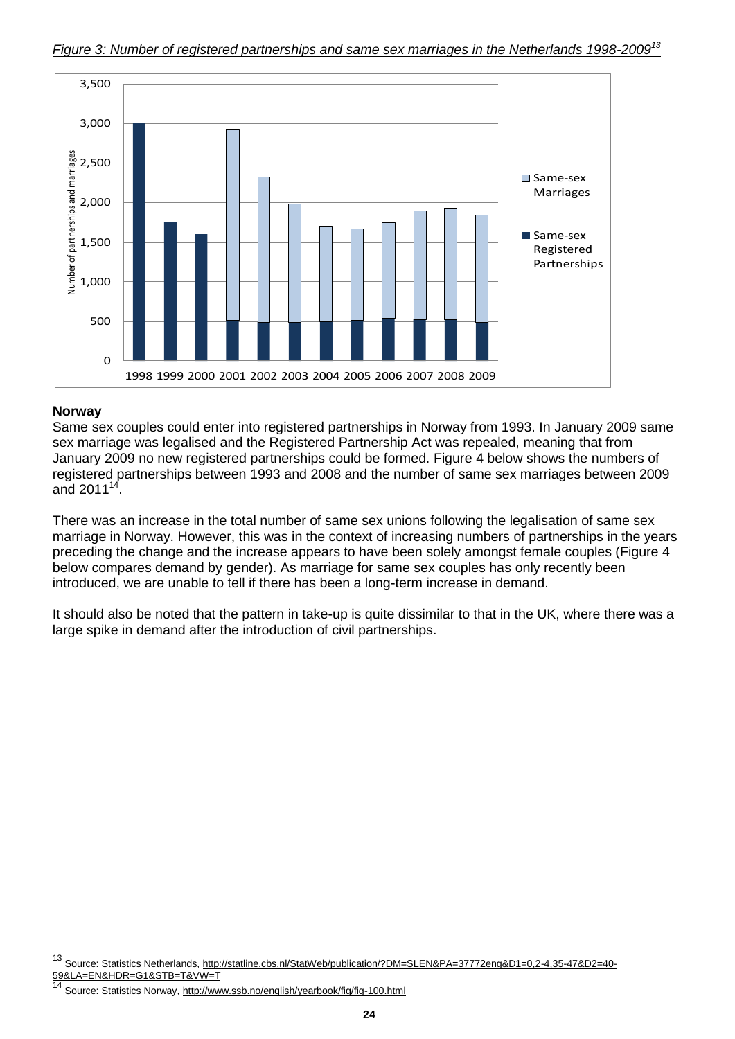*Figure 3: Number of registered partnerships and same sex marriages in the Netherlands 1998-2009*[13]

## Norway

Same sex couples could enter into registered partnerships in Norway from 1993. In January 2009 same sex marriage was legalised and the Registered Partnership Act was repealed, meaning that from January 2009 no new registered partnerships could be formed. Figure 4 below shows the numbers of registered partnerships between 1993 and 2008 and the number of same sex marriages between 2009 and 2011[14].

There was an increase in the total number of same sex unions following the legalisation of same sex marriage in Norway. However, this was in the context of increasing numbers of partnerships in the years preceding the change and the increase appears to have been solely amongst female couples (Figure 4 below compares demand by gender). As marriage for same sex couples has only recently been introduced, we are unable to tell if there has been a long-term increase in demand.

It should also be noted that the pattern in take-up is quite dissimilar to that in the UK, where there was a large spike in demand after the introduction of civil partnerships.

---

[13] Source: Statistics Netherlands, http://statline.cbs.nl/StatWeb/publication/?DM=SLEN&PA=37772eng&D1=0,2-4,35-47&D2=40-59&LA=EN&HDR=G1&STB=T&VW=T

[14] Source: Statistics Norway, http://www.ssb.no/english/yearbook/fig/fig-100.html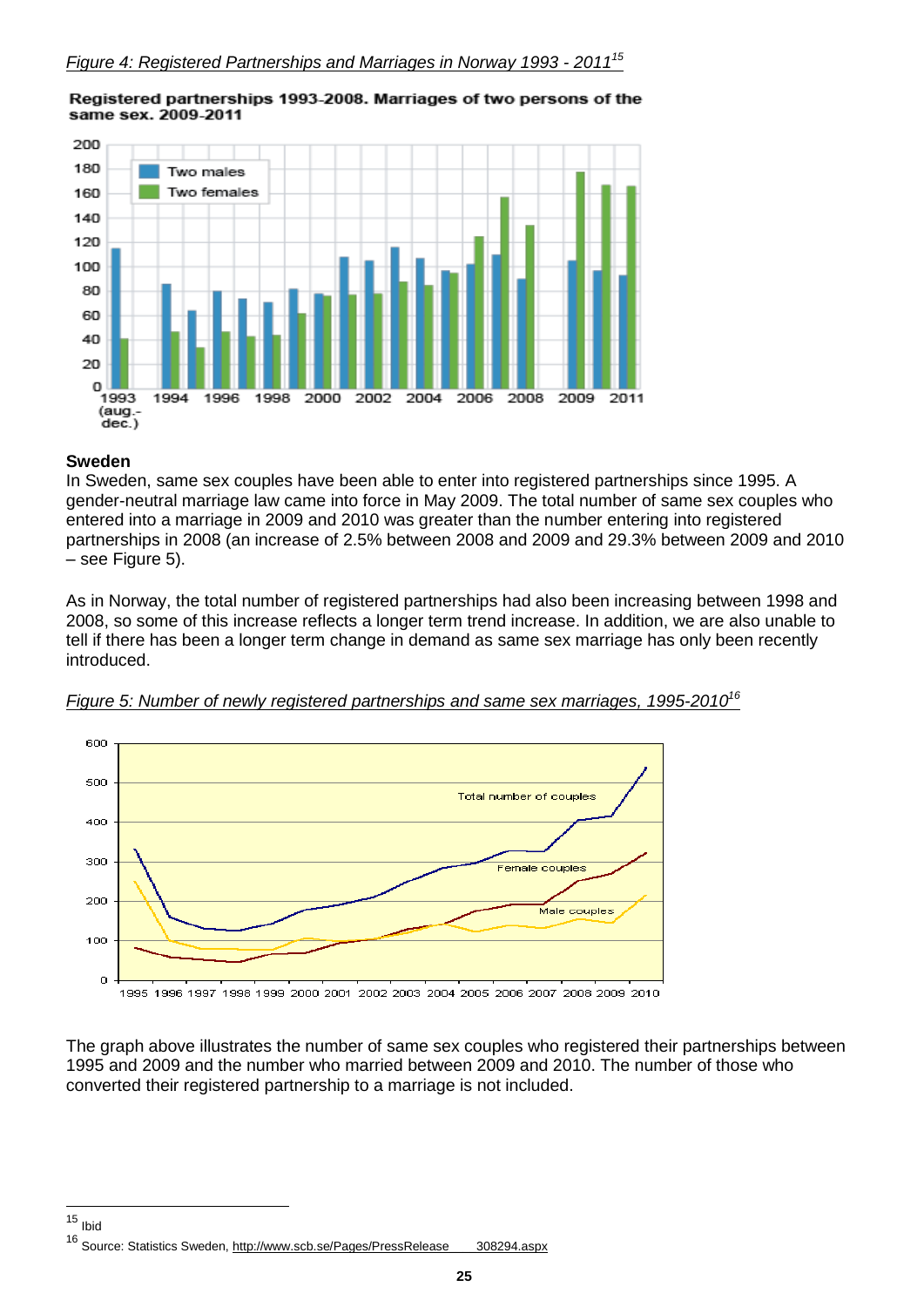*Figure 4: Registered Partnerships and Marriages in Norway 1993 - 2011*[15]

**Registered partnerships 1993-2008. Marriages of two persons of the same sex. 2009-2011**

## Sweden

In Sweden, same sex couples have been able to enter into registered partnerships since 1995. A gender-neutral marriage law came into force in May 2009. The total number of same sex couples who entered into a marriage in 2009 and 2010 was greater than the number entering into registered partnerships in 2008 (an increase of 2.5% between 2008 and 2009 and 29.3% between 2009 and 2010 – see Figure 5).

As in Norway, the total number of registered partnerships had also been increasing between 1998 and 2008, so some of this increase reflects a longer term trend increase. In addition, we are also unable to tell if there has been a longer term change in demand as same sex marriage has only been recently introduced.

*Figure 5: Number of newly registered partnerships and same sex marriages, 1995-2010*[16]

The graph above illustrates the number of same sex couples who registered their partnerships between 1995 and 2009 and the number who married between 2009 and 2010. The number of those who converted their registered partnership to a marriage is not included.

---

[15] Ibid

[16] Source: Statistics Sweden, http://www.scb.se/Pages/PressRelease____308294.aspx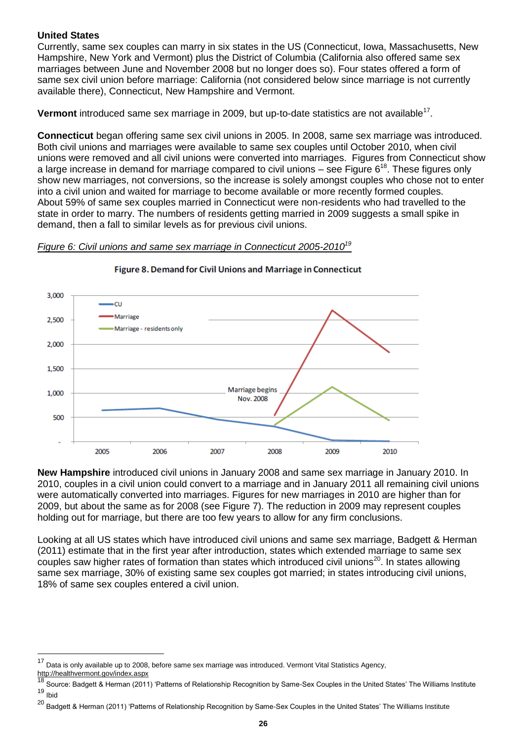**United States**

Currently, same sex couples can marry in six states in the US (Connecticut, Iowa, Massachusetts, New Hampshire, New York and Vermont) plus the District of Columbia (California also offered same sex marriages between June and November 2008 but no longer does so). Four states offered a form of same sex civil union before marriage: California (not considered below since marriage is not currently available there), Connecticut, New Hampshire and Vermont.

**Vermont** introduced same sex marriage in 2009, but up-to-date statistics are not available[17].

**Connecticut** began offering same sex civil unions in 2005. In 2008, same sex marriage was introduced. Both civil unions and marriages were available to same sex couples until October 2010, when civil unions were removed and all civil unions were converted into marriages. Figures from Connecticut show a large increase in demand for marriage compared to civil unions – see Figure 6[18]. These figures only show new marriages, not conversions, so the increase is solely amongst couples who chose not to enter into a civil union and waited for marriage to become available or more recently formed couples. About 59% of same sex couples married in Connecticut were non-residents who had travelled to the state in order to marry. The numbers of residents getting married in 2009 suggests a small spike in demand, then a fall to similar levels as for previous civil unions.

*Figure 6: Civil unions and same sex marriage in Connecticut 2005-2010[19]*

**Figure 8. Demand for Civil Unions and Marriage in Connecticut**

**New Hampshire** introduced civil unions in January 2008 and same sex marriage in January 2010. In 2010, couples in a civil union could convert to a marriage and in January 2011 all remaining civil unions were automatically converted into marriages. Figures for new marriages in 2010 are higher than for 2009, but about the same as for 2008 (see Figure 7). The reduction in 2009 may represent couples holding out for marriage, but there are too few years to allow for any firm conclusions.

Looking at all US states which have introduced civil unions and same sex marriage, Badgett & Herman (2011) estimate that in the first year after introduction, states which extended marriage to same sex couples saw higher rates of formation than states which introduced civil unions[20]. In states allowing same sex marriage, 30% of existing same sex couples got married; in states introducing civil unions, 18% of same sex couples entered a civil union.

---

[17] Data is only available up to 2008, before same sex marriage was introduced. Vermont Vital Statistics Agency, http://healthvermont.gov/index.aspx

[18] Source: Badgett & Herman (2011) 'Patterns of Relationship Recognition by Same-Sex Couples in the United States' The Williams Institute

[19] Ibid

[20] Badgett & Herman (2011) 'Patterns of Relationship Recognition by Same-Sex Couples in the United States' The Williams Institute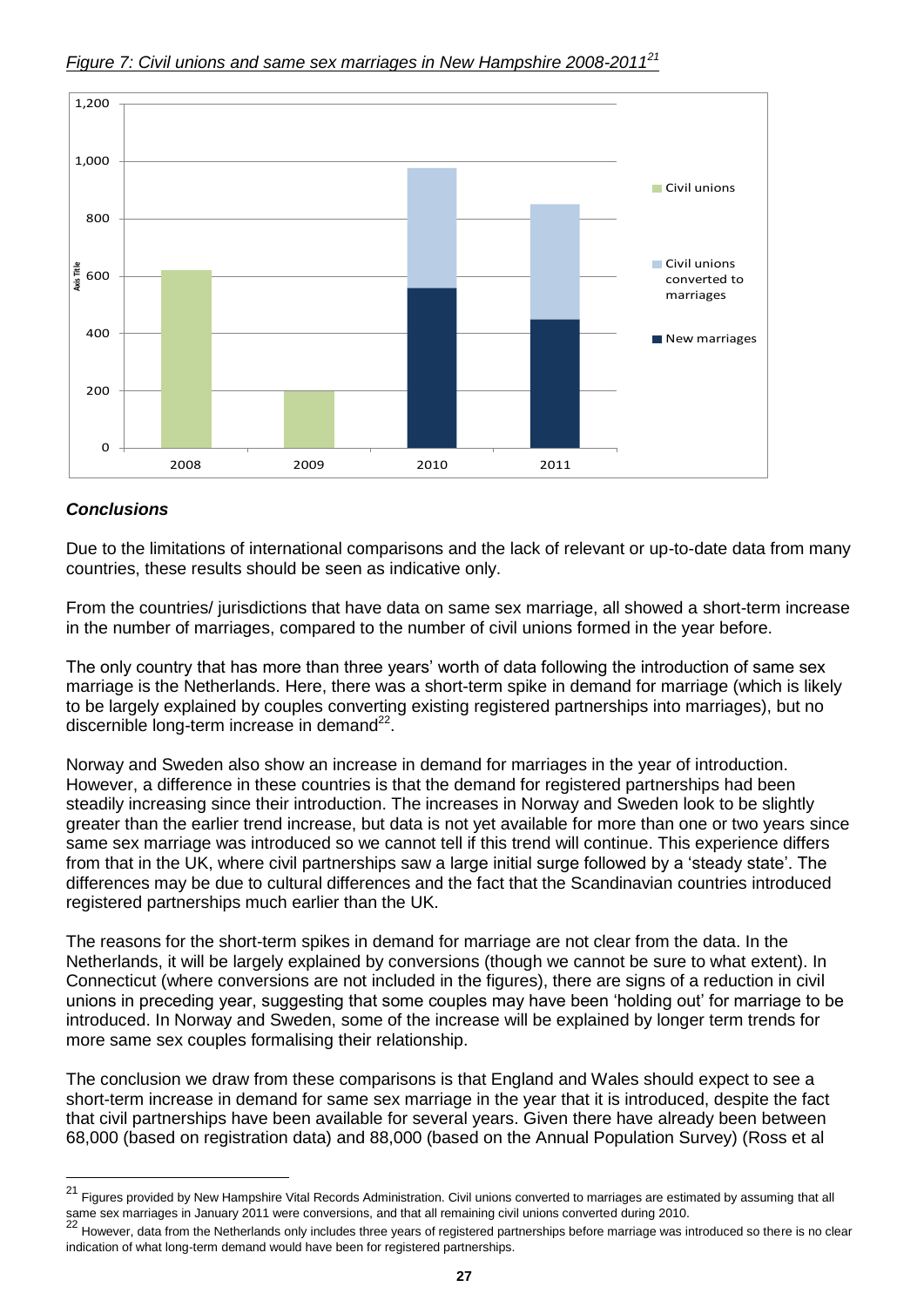*Figure 7: Civil unions and same sex marriages in New Hampshire 2008-2011*[21]

## *Conclusions*

Due to the limitations of international comparisons and the lack of relevant or up-to-date data from many countries, these results should be seen as indicative only.

From the countries/ jurisdictions that have data on same sex marriage, all showed a short-term increase in the number of marriages, compared to the number of civil unions formed in the year before.

The only country that has more than three years' worth of data following the introduction of same sex marriage is the Netherlands. Here, there was a short-term spike in demand for marriage (which is likely to be largely explained by couples converting existing registered partnerships into marriages), but no discernible long-term increase in demand[22].

Norway and Sweden also show an increase in demand for marriages in the year of introduction. However, a difference in these countries is that the demand for registered partnerships had been steadily increasing since their introduction. The increases in Norway and Sweden look to be slightly greater than the earlier trend increase, but data is not yet available for more than one or two years since same sex marriage was introduced so we cannot tell if this trend will continue. This experience differs from that in the UK, where civil partnerships saw a large initial surge followed by a 'steady state'. The differences may be due to cultural differences and the fact that the Scandinavian countries introduced registered partnerships much earlier than the UK.

The reasons for the short-term spikes in demand for marriage are not clear from the data. In the Netherlands, it will be largely explained by conversions (though we cannot be sure to what extent). In Connecticut (where conversions are not included in the figures), there are signs of a reduction in civil unions in preceding year, suggesting that some couples may have been 'holding out' for marriage to be introduced. In Norway and Sweden, some of the increase will be explained by longer term trends for more same sex couples formalising their relationship.

The conclusion we draw from these comparisons is that England and Wales should expect to see a short-term increase in demand for same sex marriage in the year that it is introduced, despite the fact that civil partnerships have been available for several years. Given there have already been between 68,000 (based on registration data) and 88,000 (based on the Annual Population Survey) (Ross et al

---

[21] Figures provided by New Hampshire Vital Records Administration. Civil unions converted to marriages are estimated by assuming that all same sex marriages in January 2011 were conversions, and that all remaining civil unions converted during 2010.

[22] However, data from the Netherlands only includes three years of registered partnerships before marriage was introduced so there is no clear indication of what long-term demand would have been for registered partnerships.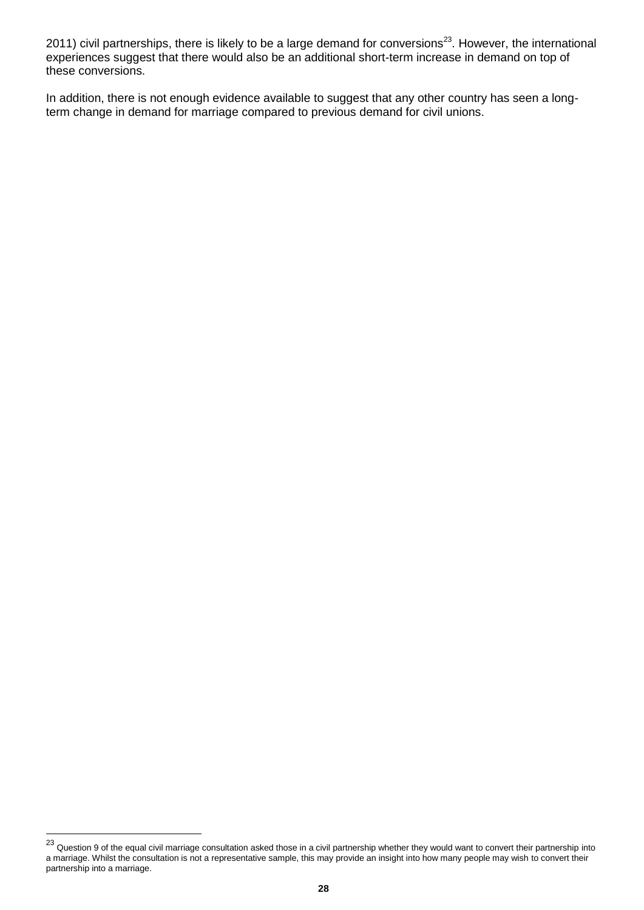2011) civil partnerships, there is likely to be a large demand for conversions[23]. However, the international experiences suggest that there would also be an additional short-term increase in demand on top of these conversions.

In addition, there is not enough evidence available to suggest that any other country has seen a long-term change in demand for marriage compared to previous demand for civil unions.

[23] Question 9 of the equal civil marriage consultation asked those in a civil partnership whether they would want to convert their partnership into a marriage. Whilst the consultation is not a representative sample, this may provide an insight into how many people may wish to convert their partnership into a marriage.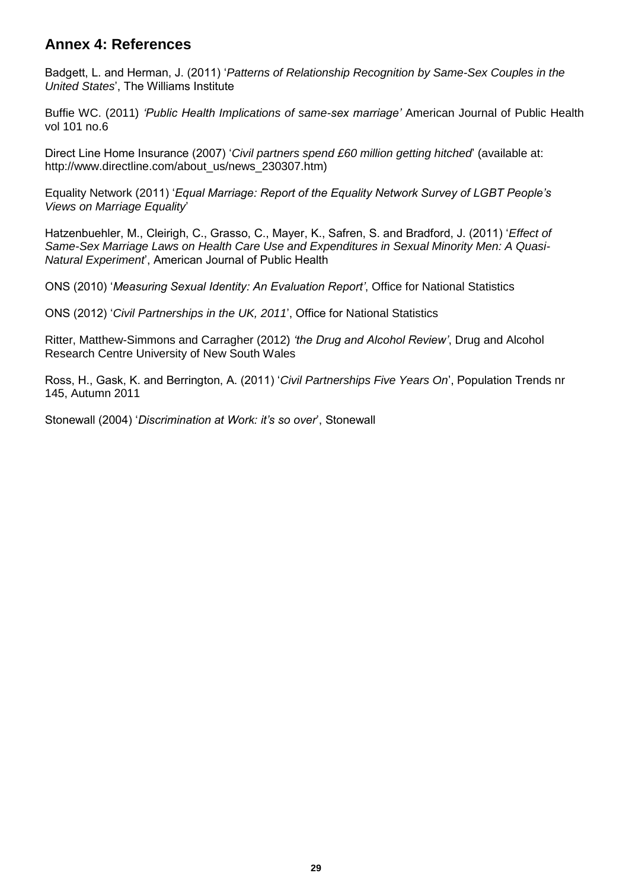## Annex 4: References

Badgett, L. and Herman, J. (2011) '*Patterns of Relationship Recognition by Same-Sex Couples in the United States*', The Williams Institute

Buffie WC. (2011) *'Public Health Implications of same-sex marriage'* American Journal of Public Health vol 101 no.6

Direct Line Home Insurance (2007) '*Civil partners spend £60 million getting hitched*' (available at: http://www.directline.com/about_us/news_230307.htm)

Equality Network (2011) '*Equal Marriage: Report of the Equality Network Survey of LGBT People's Views on Marriage Equality*'

Hatzenbuehler, M., Cleirigh, C., Grasso, C., Mayer, K., Safren, S. and Bradford, J. (2011) '*Effect of Same-Sex Marriage Laws on Health Care Use and Expenditures in Sexual Minority Men: A Quasi-Natural Experiment*', American Journal of Public Health

ONS (2010) '*Measuring Sexual Identity: An Evaluation Report'*, Office for National Statistics

ONS (2012) '*Civil Partnerships in the UK, 2011*', Office for National Statistics

Ritter, Matthew-Simmons and Carragher (2012) *'the Drug and Alcohol Review'*, Drug and Alcohol Research Centre University of New South Wales

Ross, H., Gask, K. and Berrington, A. (2011) '*Civil Partnerships Five Years On*', Population Trends nr 145, Autumn 2011

Stonewall (2004) '*Discrimination at Work: it's so over*', Stonewall